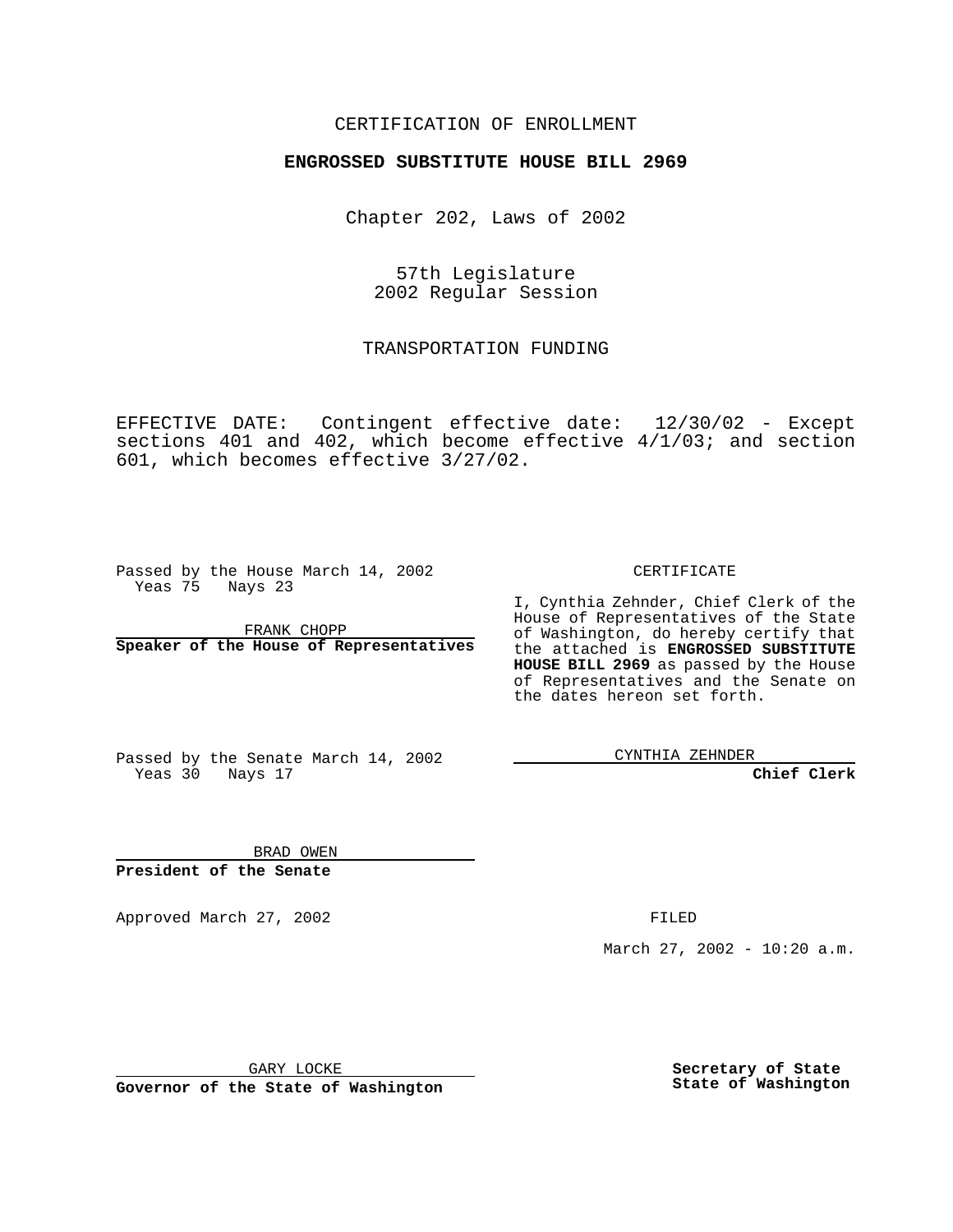CERTIFICATION OF ENROLLMENT

**ENGROSSED SUBSTITUTE HOUSE BILL 2969**

Chapter 202, Laws of 2002

57th Legislature
2002 Regular Session

TRANSPORTATION FUNDING

EFFECTIVE DATE: Contingent effective date: 12/30/02 - Except sections 401 and 402, which become effective 4/1/03; and section 601, which becomes effective 3/27/02.

Passed by the House March 14, 2002
Yeas 75 Nays 23

FRANK CHOPP

**Speaker of the House of Representatives**

Passed by the Senate March 14, 2002
Yeas 30 Nays 17

BRAD OWEN

**President of the Senate**

CERTIFICATE

I, Cynthia Zehnder, Chief Clerk of the House of Representatives of the State of Washington, do hereby certify that the attached is **ENGROSSED SUBSTITUTE HOUSE BILL 2969** as passed by the House of Representatives and the Senate on the dates hereon set forth.

CYNTHIA ZEHNDER

**Chief Clerk**

Approved March 27, 2002

FILED

March 27, 2002 - 10:20 a.m.

GARY LOCKE

**Governor of the State of Washington**

**Secretary of State**
**State of Washington**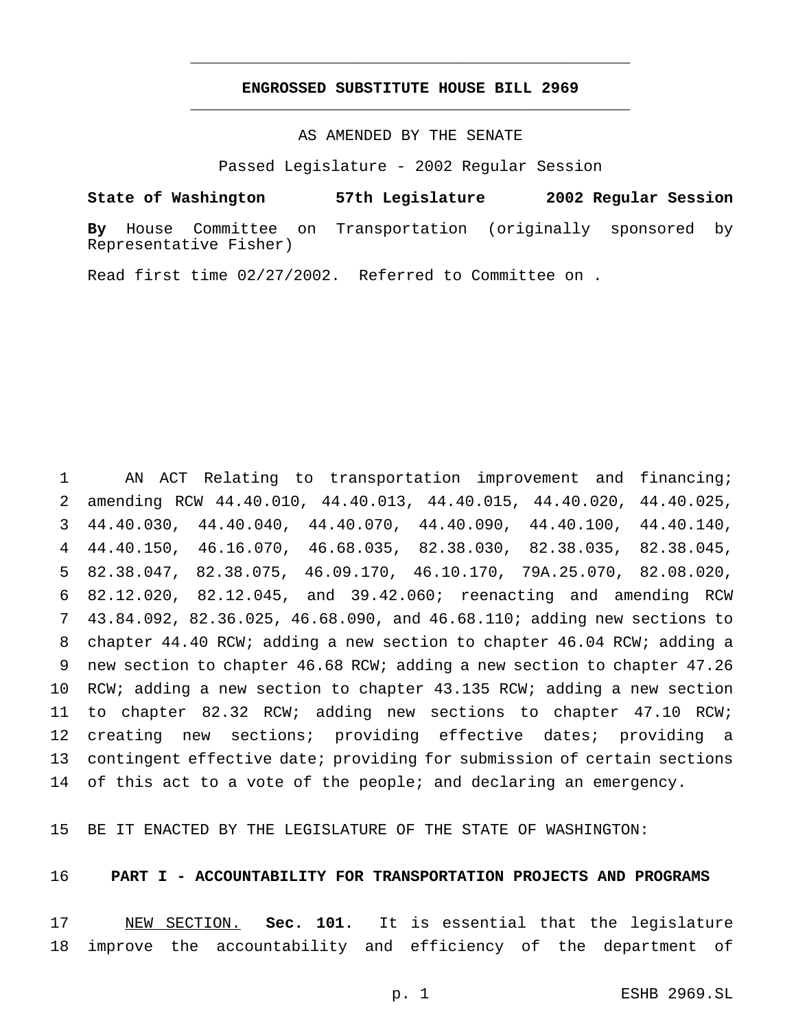# ENGROSSED SUBSTITUTE HOUSE BILL 2969

AS AMENDED BY THE SENATE

Passed Legislature - 2002 Regular Session

**State of Washington 57th Legislature 2002 Regular Session**

**By** House Committee on Transportation (originally sponsored by Representative Fisher)

Read first time 02/27/2002. Referred to Committee on .

AN ACT Relating to transportation improvement and financing; amending RCW 44.40.010, 44.40.013, 44.40.015, 44.40.020, 44.40.025, 44.40.030, 44.40.040, 44.40.070, 44.40.090, 44.40.100, 44.40.140, 44.40.150, 46.16.070, 46.68.035, 82.38.030, 82.38.035, 82.38.045, 82.38.047, 82.38.075, 46.09.170, 46.10.170, 79A.25.070, 82.08.020, 82.12.020, 82.12.045, and 39.42.060; reenacting and amending RCW 43.84.092, 82.36.025, 46.68.090, and 46.68.110; adding new sections to chapter 44.40 RCW; adding a new section to chapter 46.04 RCW; adding a new section to chapter 46.68 RCW; adding a new section to chapter 47.26 RCW; adding a new section to chapter 43.135 RCW; adding a new section to chapter 82.32 RCW; adding new sections to chapter 47.10 RCW; creating new sections; providing effective dates; providing a contingent effective date; providing for submission of certain sections of this act to a vote of the people; and declaring an emergency.

BE IT ENACTED BY THE LEGISLATURE OF THE STATE OF WASHINGTON:

## PART I - ACCOUNTABILITY FOR TRANSPORTATION PROJECTS AND PROGRAMS

NEW SECTION. **Sec. 101.** It is essential that the legislature improve the accountability and efficiency of the department of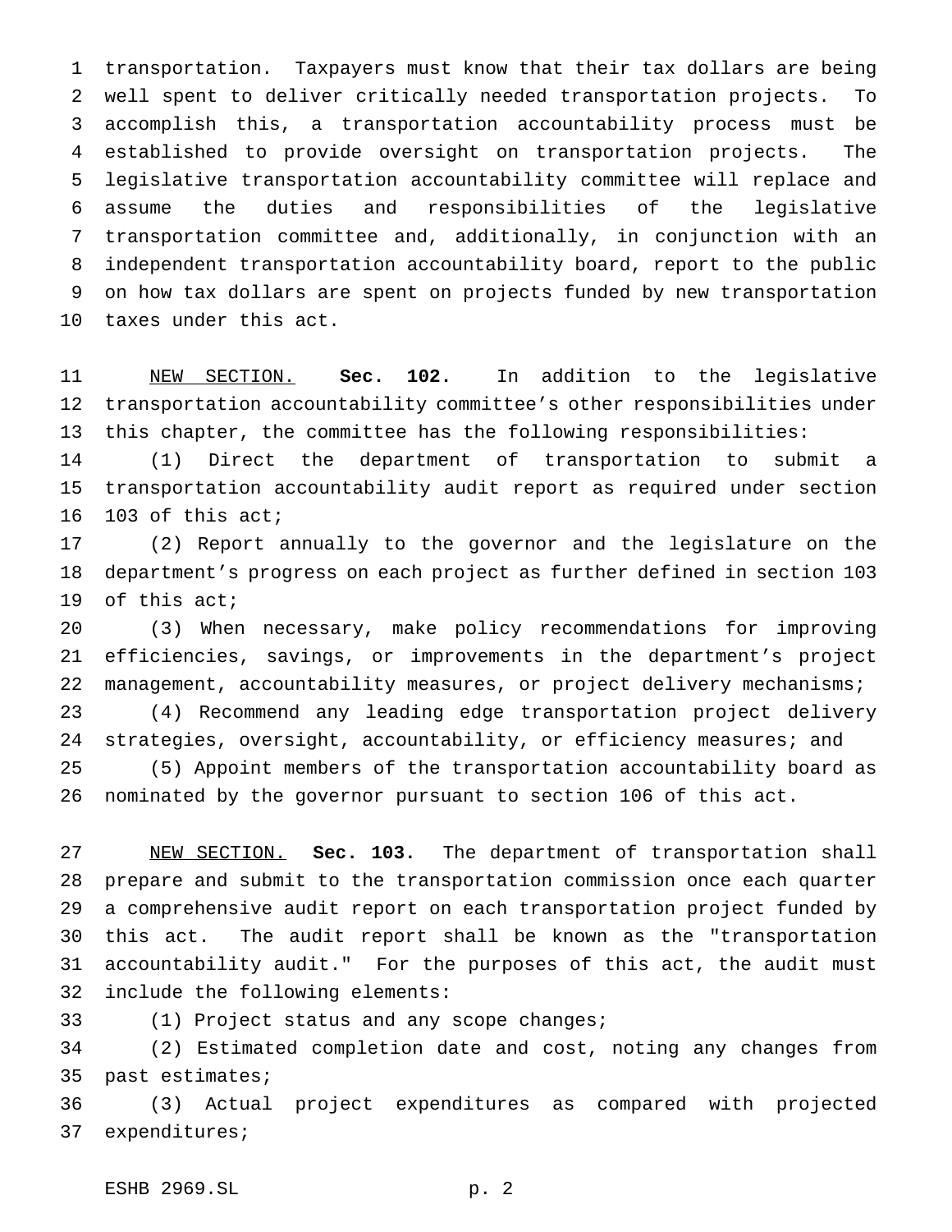transportation. Taxpayers must know that their tax dollars are being well spent to deliver critically needed transportation projects. To accomplish this, a transportation accountability process must be established to provide oversight on transportation projects. The legislative transportation accountability committee will replace and assume the duties and responsibilities of the legislative transportation committee and, additionally, in conjunction with an independent transportation accountability board, report to the public on how tax dollars are spent on projects funded by new transportation taxes under this act.

NEW SECTION. **Sec. 102.** In addition to the legislative transportation accountability committee's other responsibilities under this chapter, the committee has the following responsibilities:

(1) Direct the department of transportation to submit a transportation accountability audit report as required under section 103 of this act;

(2) Report annually to the governor and the legislature on the department's progress on each project as further defined in section 103 of this act;

(3) When necessary, make policy recommendations for improving efficiencies, savings, or improvements in the department's project management, accountability measures, or project delivery mechanisms;

(4) Recommend any leading edge transportation project delivery strategies, oversight, accountability, or efficiency measures; and

(5) Appoint members of the transportation accountability board as nominated by the governor pursuant to section 106 of this act.

NEW SECTION. **Sec. 103.** The department of transportation shall prepare and submit to the transportation commission once each quarter a comprehensive audit report on each transportation project funded by this act. The audit report shall be known as the "transportation accountability audit." For the purposes of this act, the audit must include the following elements:

(1) Project status and any scope changes;

(2) Estimated completion date and cost, noting any changes from past estimates;

(3) Actual project expenditures as compared with projected expenditures;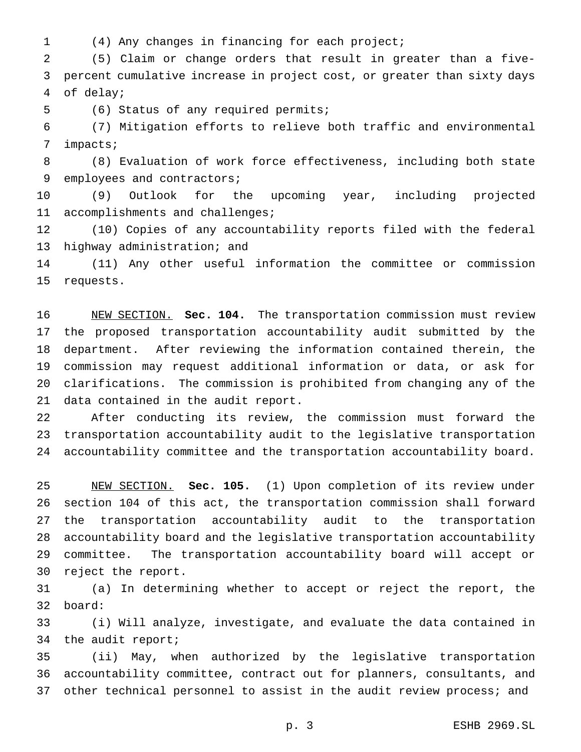(4) Any changes in financing for each project;

(5) Claim or change orders that result in greater than a five-percent cumulative increase in project cost, or greater than sixty days of delay;

(6) Status of any required permits;

(7) Mitigation efforts to relieve both traffic and environmental impacts;

(8) Evaluation of work force effectiveness, including both state employees and contractors;

(9) Outlook for the upcoming year, including projected accomplishments and challenges;

(10) Copies of any accountability reports filed with the federal highway administration; and

(11) Any other useful information the committee or commission requests.

NEW SECTION. **Sec. 104.** The transportation commission must review the proposed transportation accountability audit submitted by the department. After reviewing the information contained therein, the commission may request additional information or data, or ask for clarifications. The commission is prohibited from changing any of the data contained in the audit report.

After conducting its review, the commission must forward the transportation accountability audit to the legislative transportation accountability committee and the transportation accountability board.

NEW SECTION. **Sec. 105.** (1) Upon completion of its review under section 104 of this act, the transportation commission shall forward the transportation accountability audit to the transportation accountability board and the legislative transportation accountability committee. The transportation accountability board will accept or reject the report.

(a) In determining whether to accept or reject the report, the board:

(i) Will analyze, investigate, and evaluate the data contained in the audit report;

(ii) May, when authorized by the legislative transportation accountability committee, contract out for planners, consultants, and other technical personnel to assist in the audit review process; and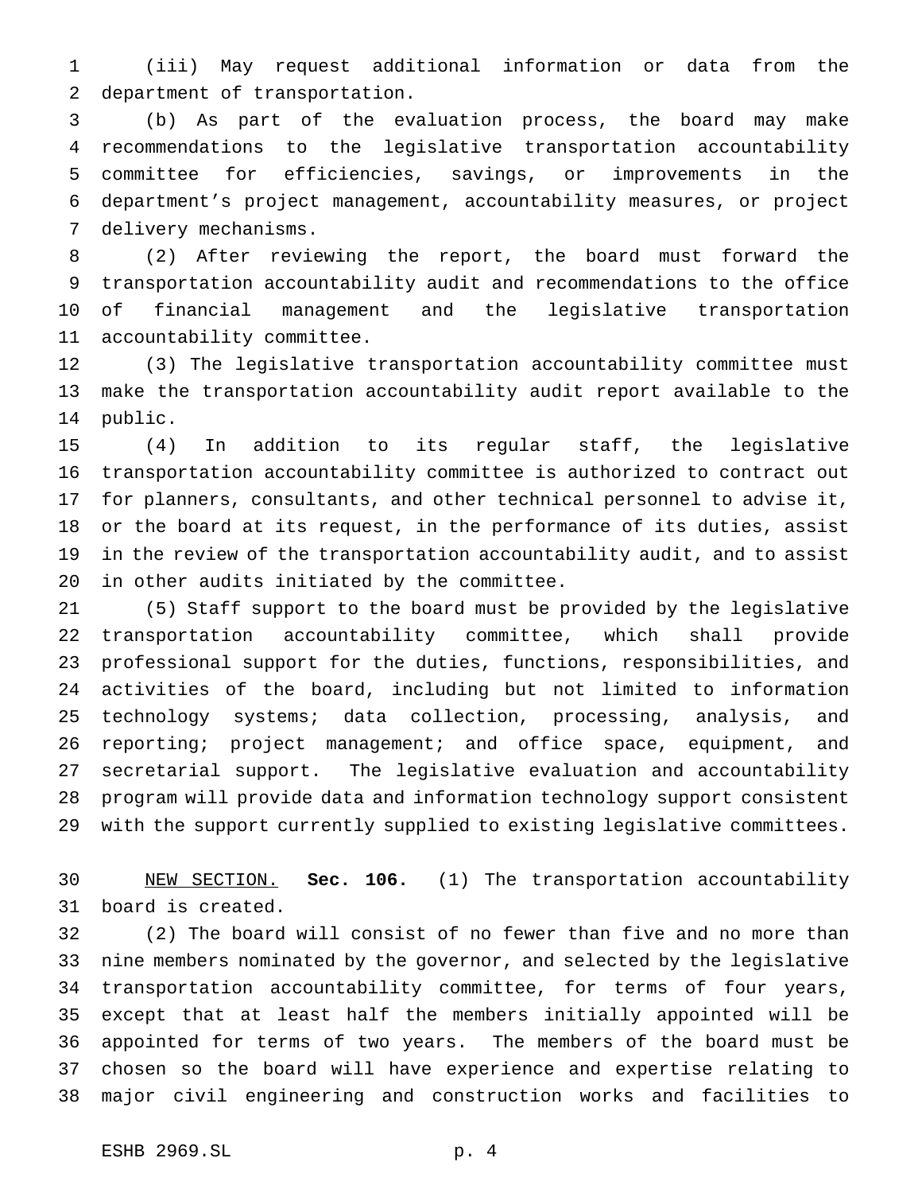(iii) May request additional information or data from the department of transportation.

(b) As part of the evaluation process, the board may make recommendations to the legislative transportation accountability committee for efficiencies, savings, or improvements in the department's project management, accountability measures, or project delivery mechanisms.

(2) After reviewing the report, the board must forward the transportation accountability audit and recommendations to the office of financial management and the legislative transportation accountability committee.

(3) The legislative transportation accountability committee must make the transportation accountability audit report available to the public.

(4) In addition to its regular staff, the legislative transportation accountability committee is authorized to contract out for planners, consultants, and other technical personnel to advise it, or the board at its request, in the performance of its duties, assist in the review of the transportation accountability audit, and to assist in other audits initiated by the committee.

(5) Staff support to the board must be provided by the legislative transportation accountability committee, which shall provide professional support for the duties, functions, responsibilities, and activities of the board, including but not limited to information technology systems; data collection, processing, analysis, and reporting; project management; and office space, equipment, and secretarial support. The legislative evaluation and accountability program will provide data and information technology support consistent with the support currently supplied to existing legislative committees.

NEW SECTION. **Sec. 106.** (1) The transportation accountability board is created.

(2) The board will consist of no fewer than five and no more than nine members nominated by the governor, and selected by the legislative transportation accountability committee, for terms of four years, except that at least half the members initially appointed will be appointed for terms of two years. The members of the board must be chosen so the board will have experience and expertise relating to major civil engineering and construction works and facilities to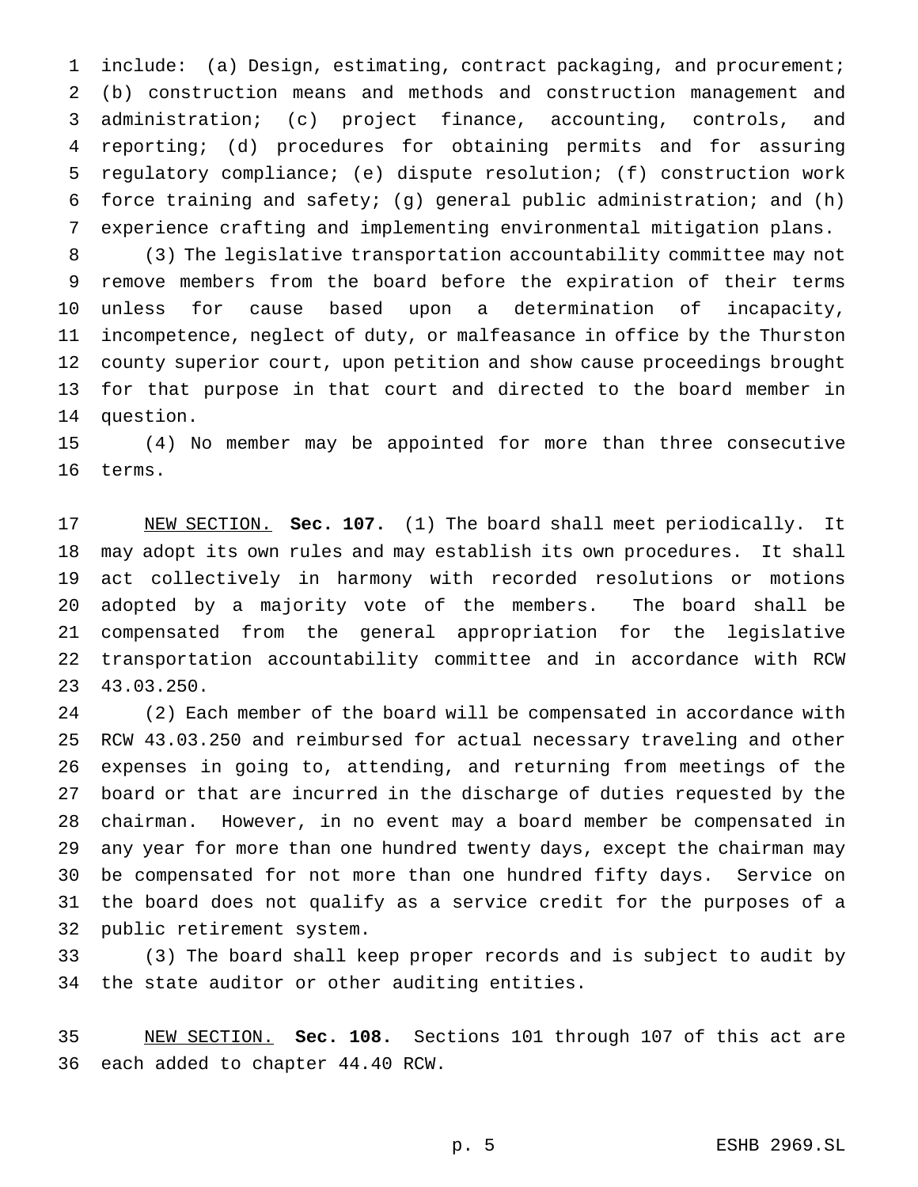include: (a) Design, estimating, contract packaging, and procurement; (b) construction means and methods and construction management and administration; (c) project finance, accounting, controls, and reporting; (d) procedures for obtaining permits and for assuring regulatory compliance; (e) dispute resolution; (f) construction work force training and safety; (g) general public administration; and (h) experience crafting and implementing environmental mitigation plans.

(3) The legislative transportation accountability committee may not remove members from the board before the expiration of their terms unless for cause based upon a determination of incapacity, incompetence, neglect of duty, or malfeasance in office by the Thurston county superior court, upon petition and show cause proceedings brought for that purpose in that court and directed to the board member in question.

(4) No member may be appointed for more than three consecutive terms.

NEW SECTION. **Sec. 107.** (1) The board shall meet periodically. It may adopt its own rules and may establish its own procedures. It shall act collectively in harmony with recorded resolutions or motions adopted by a majority vote of the members. The board shall be compensated from the general appropriation for the legislative transportation accountability committee and in accordance with RCW 43.03.250.

(2) Each member of the board will be compensated in accordance with RCW 43.03.250 and reimbursed for actual necessary traveling and other expenses in going to, attending, and returning from meetings of the board or that are incurred in the discharge of duties requested by the chairman. However, in no event may a board member be compensated in any year for more than one hundred twenty days, except the chairman may be compensated for not more than one hundred fifty days. Service on the board does not qualify as a service credit for the purposes of a public retirement system.

(3) The board shall keep proper records and is subject to audit by the state auditor or other auditing entities.

NEW SECTION. **Sec. 108.** Sections 101 through 107 of this act are each added to chapter 44.40 RCW.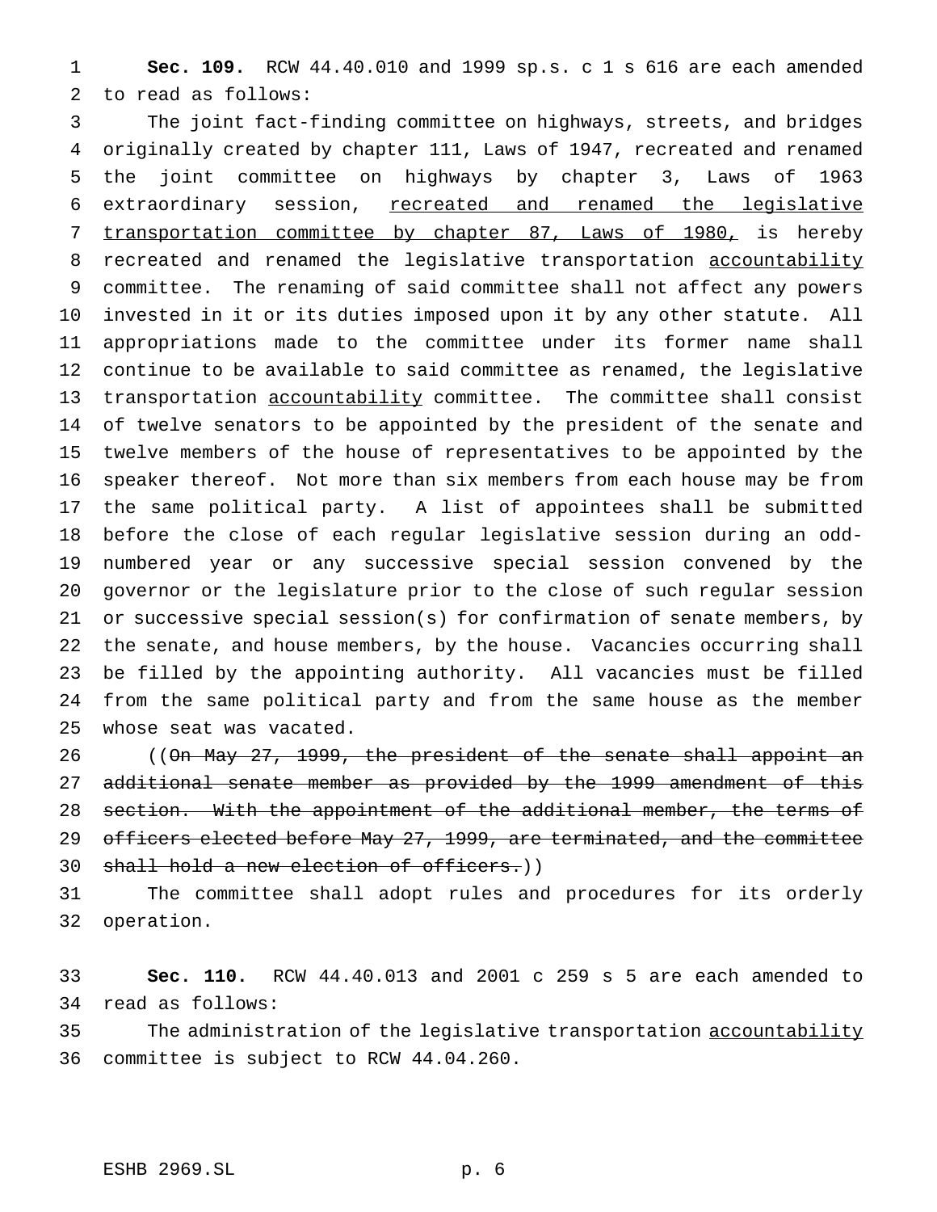**Sec. 109.** RCW 44.40.010 and 1999 sp.s. c 1 s 616 are each amended to read as follows:

The joint fact-finding committee on highways, streets, and bridges originally created by chapter 111, Laws of 1947, recreated and renamed the joint committee on highways by chapter 3, Laws of 1963 extraordinary session, <u>recreated and renamed the legislative transportation committee by chapter 87, Laws of 1980,</u> is hereby recreated and renamed the legislative transportation <u>accountability</u> committee. The renaming of said committee shall not affect any powers invested in it or its duties imposed upon it by any other statute. All appropriations made to the committee under its former name shall continue to be available to said committee as renamed, the legislative transportation <u>accountability</u> committee. The committee shall consist of twelve senators to be appointed by the president of the senate and twelve members of the house of representatives to be appointed by the speaker thereof. Not more than six members from each house may be from the same political party. A list of appointees shall be submitted before the close of each regular legislative session during an odd-numbered year or any successive special session convened by the governor or the legislature prior to the close of such regular session or successive special session(s) for confirmation of senate members, by the senate, and house members, by the house. Vacancies occurring shall be filled by the appointing authority. All vacancies must be filled from the same political party and from the same house as the member whose seat was vacated.

((~~On May 27, 1999, the president of the senate shall appoint an additional senate member as provided by the 1999 amendment of this section. With the appointment of the additional member, the terms of officers elected before May 27, 1999, are terminated, and the committee shall hold a new election of officers.~~))

The committee shall adopt rules and procedures for its orderly operation.

**Sec. 110.** RCW 44.40.013 and 2001 c 259 s 5 are each amended to read as follows:

The administration of the legislative transportation <u>accountability</u> committee is subject to RCW 44.04.260.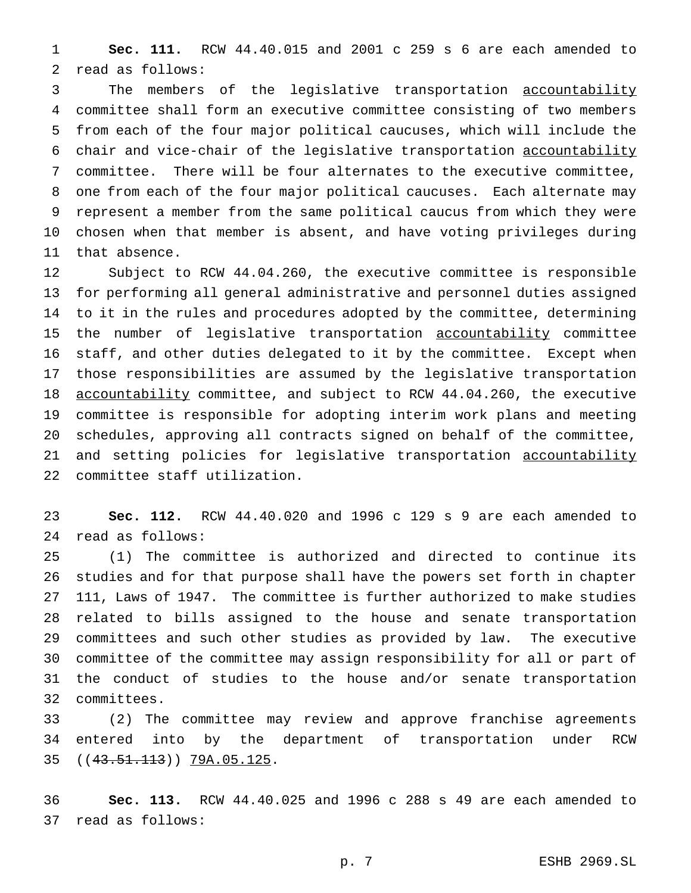**Sec. 111.** RCW 44.40.015 and 2001 c 259 s 6 are each amended to read as follows:

The members of the legislative transportation accountability committee shall form an executive committee consisting of two members from each of the four major political caucuses, which will include the chair and vice-chair of the legislative transportation accountability committee. There will be four alternates to the executive committee, one from each of the four major political caucuses. Each alternate may represent a member from the same political caucus from which they were chosen when that member is absent, and have voting privileges during that absence.

Subject to RCW 44.04.260, the executive committee is responsible for performing all general administrative and personnel duties assigned to it in the rules and procedures adopted by the committee, determining the number of legislative transportation accountability committee staff, and other duties delegated to it by the committee. Except when those responsibilities are assumed by the legislative transportation accountability committee, and subject to RCW 44.04.260, the executive committee is responsible for adopting interim work plans and meeting schedules, approving all contracts signed on behalf of the committee, and setting policies for legislative transportation accountability committee staff utilization.

**Sec. 112.** RCW 44.40.020 and 1996 c 129 s 9 are each amended to read as follows:

(1) The committee is authorized and directed to continue its studies and for that purpose shall have the powers set forth in chapter 111, Laws of 1947. The committee is further authorized to make studies related to bills assigned to the house and senate transportation committees and such other studies as provided by law. The executive committee of the committee may assign responsibility for all or part of the conduct of studies to the house and/or senate transportation committees.

(2) The committee may review and approve franchise agreements entered into by the department of transportation under RCW ((~~43.51.113~~)) 79A.05.125.

**Sec. 113.** RCW 44.40.025 and 1996 c 288 s 49 are each amended to read as follows: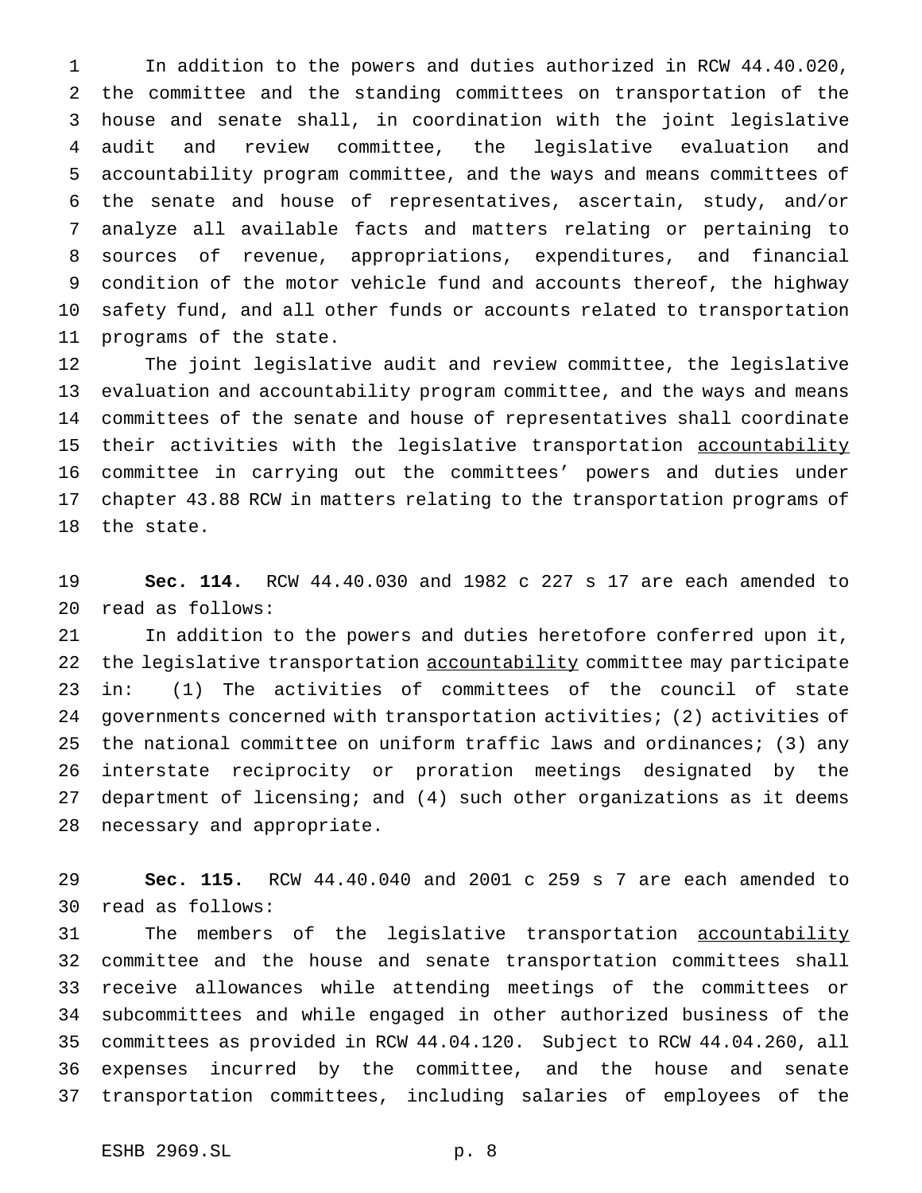In addition to the powers and duties authorized in RCW 44.40.020, the committee and the standing committees on transportation of the house and senate shall, in coordination with the joint legislative audit and review committee, the legislative evaluation and accountability program committee, and the ways and means committees of the senate and house of representatives, ascertain, study, and/or analyze all available facts and matters relating or pertaining to sources of revenue, appropriations, expenditures, and financial condition of the motor vehicle fund and accounts thereof, the highway safety fund, and all other funds or accounts related to transportation programs of the state.

The joint legislative audit and review committee, the legislative evaluation and accountability program committee, and the ways and means committees of the senate and house of representatives shall coordinate their activities with the legislative transportation accountability committee in carrying out the committees' powers and duties under chapter 43.88 RCW in matters relating to the transportation programs of the state.

**Sec. 114.** RCW 44.40.030 and 1982 c 227 s 17 are each amended to read as follows:

In addition to the powers and duties heretofore conferred upon it, the legislative transportation accountability committee may participate in: (1) The activities of committees of the council of state governments concerned with transportation activities; (2) activities of the national committee on uniform traffic laws and ordinances; (3) any interstate reciprocity or proration meetings designated by the department of licensing; and (4) such other organizations as it deems necessary and appropriate.

**Sec. 115.** RCW 44.40.040 and 2001 c 259 s 7 are each amended to read as follows:

The members of the legislative transportation accountability committee and the house and senate transportation committees shall receive allowances while attending meetings of the committees or subcommittees and while engaged in other authorized business of the committees as provided in RCW 44.04.120. Subject to RCW 44.04.260, all expenses incurred by the committee, and the house and senate transportation committees, including salaries of employees of the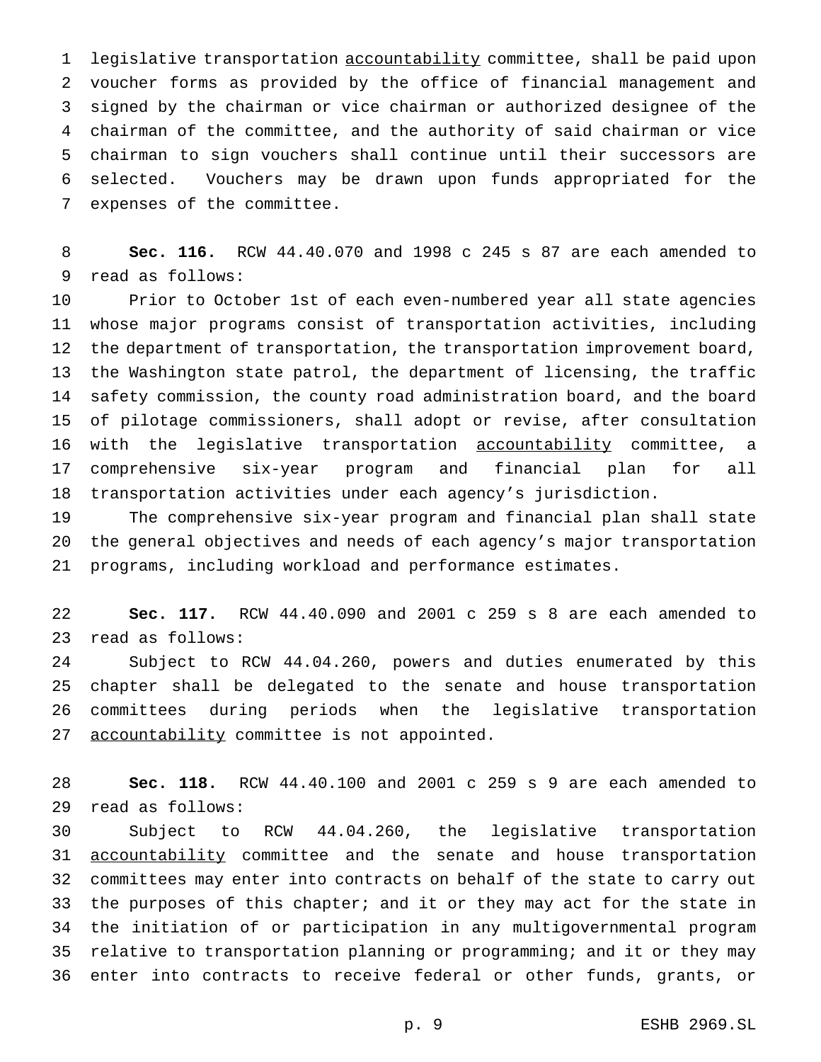legislative transportation <u>accountability</u> committee, shall be paid upon voucher forms as provided by the office of financial management and signed by the chairman or vice chairman or authorized designee of the chairman of the committee, and the authority of said chairman or vice chairman to sign vouchers shall continue until their successors are selected. Vouchers may be drawn upon funds appropriated for the expenses of the committee.

**Sec. 116.** RCW 44.40.070 and 1998 c 245 s 87 are each amended to read as follows:

Prior to October 1st of each even-numbered year all state agencies whose major programs consist of transportation activities, including the department of transportation, the transportation improvement board, the Washington state patrol, the department of licensing, the traffic safety commission, the county road administration board, and the board of pilotage commissioners, shall adopt or revise, after consultation with the legislative transportation <u>accountability</u> committee, a comprehensive six-year program and financial plan for all transportation activities under each agency's jurisdiction.

The comprehensive six-year program and financial plan shall state the general objectives and needs of each agency's major transportation programs, including workload and performance estimates.

**Sec. 117.** RCW 44.40.090 and 2001 c 259 s 8 are each amended to read as follows:

Subject to RCW 44.04.260, powers and duties enumerated by this chapter shall be delegated to the senate and house transportation committees during periods when the legislative transportation <u>accountability</u> committee is not appointed.

**Sec. 118.** RCW 44.40.100 and 2001 c 259 s 9 are each amended to read as follows:

Subject to RCW 44.04.260, the legislative transportation <u>accountability</u> committee and the senate and house transportation committees may enter into contracts on behalf of the state to carry out the purposes of this chapter; and it or they may act for the state in the initiation of or participation in any multigovernmental program relative to transportation planning or programming; and it or they may enter into contracts to receive federal or other funds, grants, or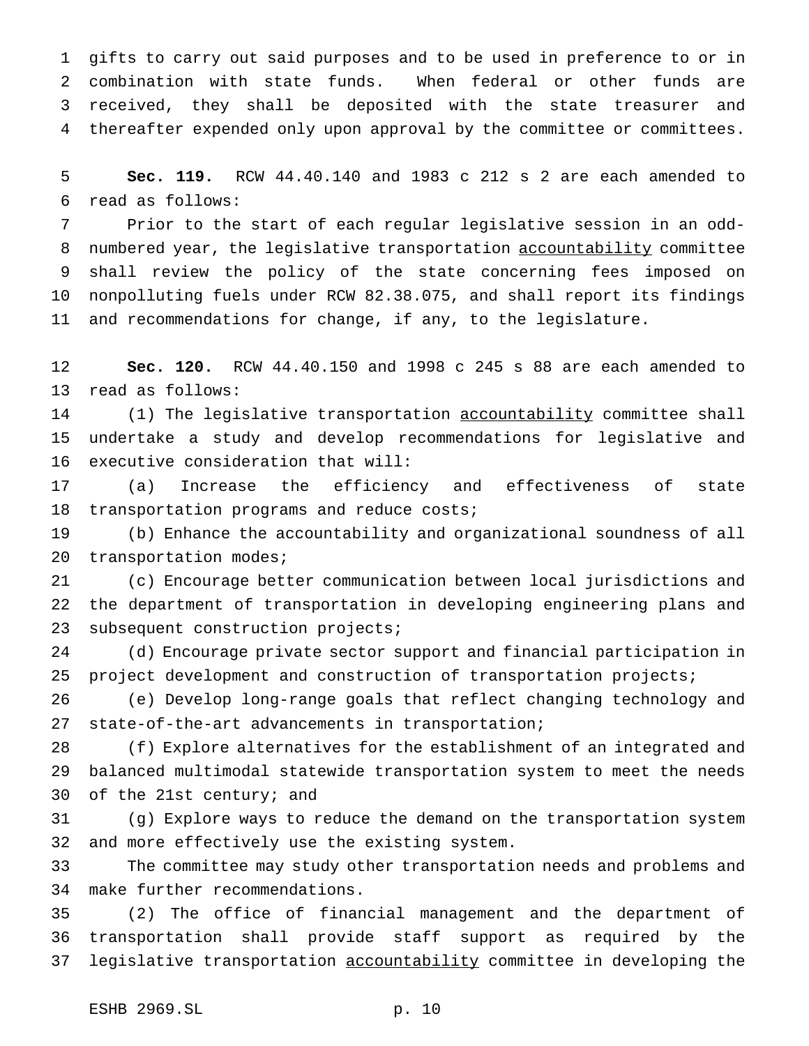gifts to carry out said purposes and to be used in preference to or in combination with state funds. When federal or other funds are received, they shall be deposited with the state treasurer and thereafter expended only upon approval by the committee or committees.

**Sec. 119.** RCW 44.40.140 and 1983 c 212 s 2 are each amended to read as follows:

Prior to the start of each regular legislative session in an odd-numbered year, the legislative transportation accountability committee shall review the policy of the state concerning fees imposed on nonpolluting fuels under RCW 82.38.075, and shall report its findings and recommendations for change, if any, to the legislature.

**Sec. 120.** RCW 44.40.150 and 1998 c 245 s 88 are each amended to read as follows:

(1) The legislative transportation accountability committee shall undertake a study and develop recommendations for legislative and executive consideration that will:

(a) Increase the efficiency and effectiveness of state transportation programs and reduce costs;

(b) Enhance the accountability and organizational soundness of all transportation modes;

(c) Encourage better communication between local jurisdictions and the department of transportation in developing engineering plans and subsequent construction projects;

(d) Encourage private sector support and financial participation in project development and construction of transportation projects;

(e) Develop long-range goals that reflect changing technology and state-of-the-art advancements in transportation;

(f) Explore alternatives for the establishment of an integrated and balanced multimodal statewide transportation system to meet the needs of the 21st century; and

(g) Explore ways to reduce the demand on the transportation system and more effectively use the existing system.

The committee may study other transportation needs and problems and make further recommendations.

(2) The office of financial management and the department of transportation shall provide staff support as required by the legislative transportation accountability committee in developing the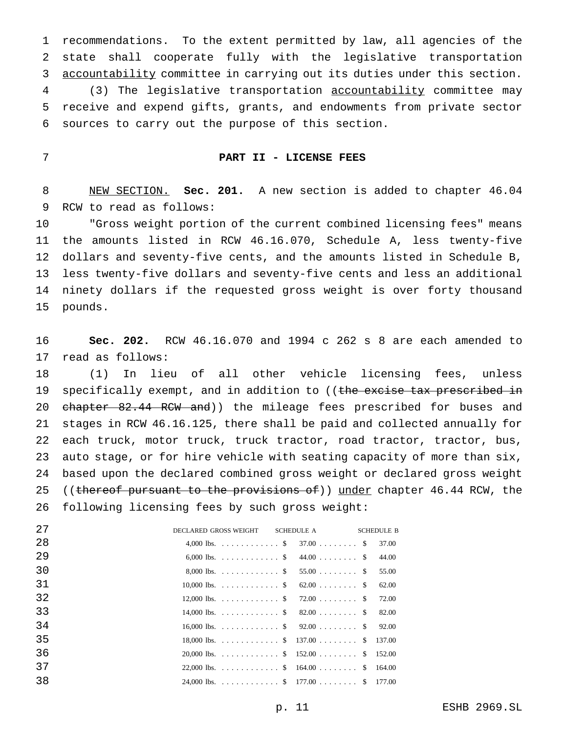recommendations. To the extent permitted by law, all agencies of the state shall cooperate fully with the legislative transportation accountability committee in carrying out its duties under this section.

(3) The legislative transportation accountability committee may receive and expend gifts, grants, and endowments from private sector sources to carry out the purpose of this section.

## PART II - LICENSE FEES

NEW SECTION. **Sec. 201.** A new section is added to chapter 46.04 RCW to read as follows:

"Gross weight portion of the current combined licensing fees" means the amounts listed in RCW 46.16.070, Schedule A, less twenty-five dollars and seventy-five cents, and the amounts listed in Schedule B, less twenty-five dollars and seventy-five cents and less an additional ninety dollars if the requested gross weight is over forty thousand pounds.

**Sec. 202.** RCW 46.16.070 and 1994 c 262 s 8 are each amended to read as follows:

(1) In lieu of all other vehicle licensing fees, unless specifically exempt, and in addition to ((~~the excise tax prescribed in chapter 82.44 RCW and~~)) the mileage fees prescribed for buses and stages in RCW 46.16.125, there shall be paid and collected annually for each truck, motor truck, truck tractor, road tractor, tractor, bus, auto stage, or for hire vehicle with seating capacity of more than six, based upon the declared combined gross weight or declared gross weight ((~~thereof pursuant to the provisions of~~)) under chapter 46.44 RCW, the following licensing fees by such gross weight:

| DECLARED GROSS WEIGHT | SCHEDULE A | SCHEDULE B |
|---|---|---|
| 4,000 lbs. | $ 37.00 | $ 37.00 |
| 6,000 lbs. | $ 44.00 | $ 44.00 |
| 8,000 lbs. | $ 55.00 | $ 55.00 |
| 10,000 lbs. | $ 62.00 | $ 62.00 |
| 12,000 lbs. | $ 72.00 | $ 72.00 |
| 14,000 lbs. | $ 82.00 | $ 82.00 |
| 16,000 lbs. | $ 92.00 | $ 92.00 |
| 18,000 lbs. | $ 137.00 | $ 137.00 |
| 20,000 lbs. | $ 152.00 | $ 152.00 |
| 22,000 lbs. | $ 164.00 | $ 164.00 |
| 24,000 lbs. | $ 177.00 | $ 177.00 |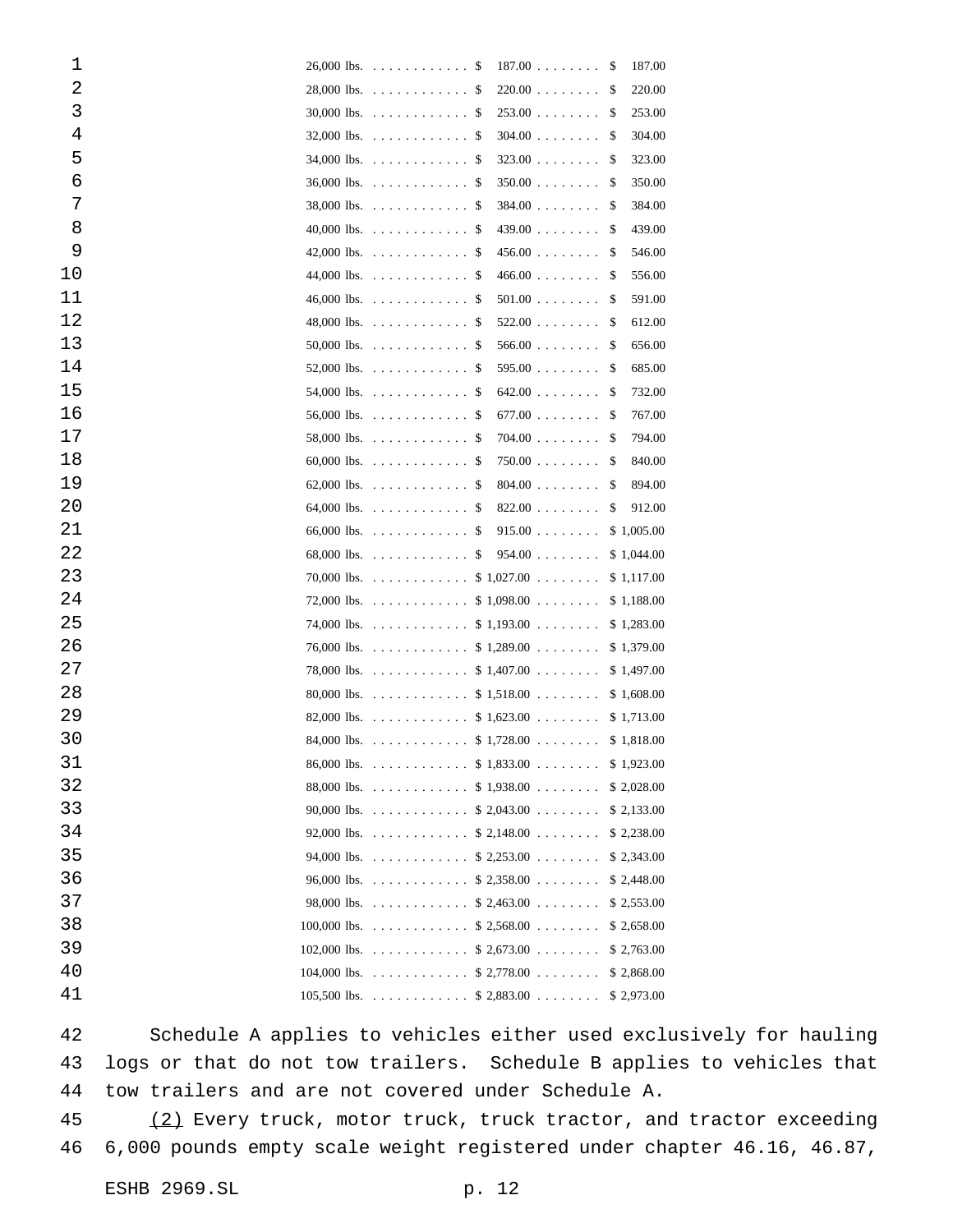| Weight | Schedule A | Schedule B |
|---|---|---|
| 26,000 lbs. | $ 187.00 | $ 187.00 |
| 28,000 lbs. | $ 220.00 | $ 220.00 |
| 30,000 lbs. | $ 253.00 | $ 253.00 |
| 32,000 lbs. | $ 304.00 | $ 304.00 |
| 34,000 lbs. | $ 323.00 | $ 323.00 |
| 36,000 lbs. | $ 350.00 | $ 350.00 |
| 38,000 lbs. | $ 384.00 | $ 384.00 |
| 40,000 lbs. | $ 439.00 | $ 439.00 |
| 42,000 lbs. | $ 456.00 | $ 546.00 |
| 44,000 lbs. | $ 466.00 | $ 556.00 |
| 46,000 lbs. | $ 501.00 | $ 591.00 |
| 48,000 lbs. | $ 522.00 | $ 612.00 |
| 50,000 lbs. | $ 566.00 | $ 656.00 |
| 52,000 lbs. | $ 595.00 | $ 685.00 |
| 54,000 lbs. | $ 642.00 | $ 732.00 |
| 56,000 lbs. | $ 677.00 | $ 767.00 |
| 58,000 lbs. | $ 704.00 | $ 794.00 |
| 60,000 lbs. | $ 750.00 | $ 840.00 |
| 62,000 lbs. | $ 804.00 | $ 894.00 |
| 64,000 lbs. | $ 822.00 | $ 912.00 |
| 66,000 lbs. | $ 915.00 | $ 1,005.00 |
| 68,000 lbs. | $ 954.00 | $ 1,044.00 |
| 70,000 lbs. | $ 1,027.00 | $ 1,117.00 |
| 72,000 lbs. | $ 1,098.00 | $ 1,188.00 |
| 74,000 lbs. | $ 1,193.00 | $ 1,283.00 |
| 76,000 lbs. | $ 1,289.00 | $ 1,379.00 |
| 78,000 lbs. | $ 1,407.00 | $ 1,497.00 |
| 80,000 lbs. | $ 1,518.00 | $ 1,608.00 |
| 82,000 lbs. | $ 1,623.00 | $ 1,713.00 |
| 84,000 lbs. | $ 1,728.00 | $ 1,818.00 |
| 86,000 lbs. | $ 1,833.00 | $ 1,923.00 |
| 88,000 lbs. | $ 1,938.00 | $ 2,028.00 |
| 90,000 lbs. | $ 2,043.00 | $ 2,133.00 |
| 92,000 lbs. | $ 2,148.00 | $ 2,238.00 |
| 94,000 lbs. | $ 2,253.00 | $ 2,343.00 |
| 96,000 lbs. | $ 2,358.00 | $ 2,448.00 |
| 98,000 lbs. | $ 2,463.00 | $ 2,553.00 |
| 100,000 lbs. | $ 2,568.00 | $ 2,658.00 |
| 102,000 lbs. | $ 2,673.00 | $ 2,763.00 |
| 104,000 lbs. | $ 2,778.00 | $ 2,868.00 |
| 105,500 lbs. | $ 2,883.00 | $ 2,973.00 |

Schedule A applies to vehicles either used exclusively for hauling logs or that do not tow trailers. Schedule B applies to vehicles that tow trailers and are not covered under Schedule A.

(2) Every truck, motor truck, truck tractor, and tractor exceeding 6,000 pounds empty scale weight registered under chapter 46.16, 46.87,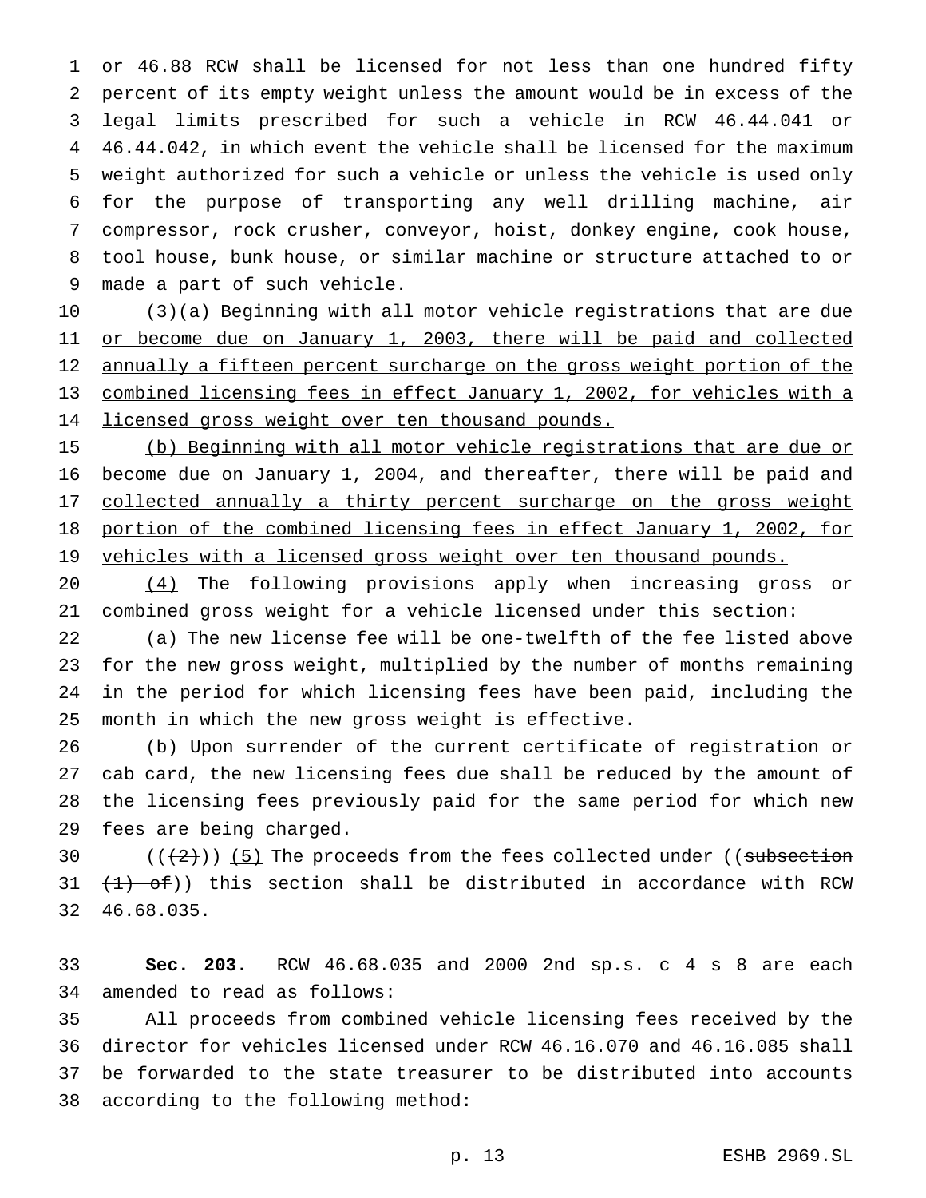or 46.88 RCW shall be licensed for not less than one hundred fifty percent of its empty weight unless the amount would be in excess of the legal limits prescribed for such a vehicle in RCW 46.44.041 or 46.44.042, in which event the vehicle shall be licensed for the maximum weight authorized for such a vehicle or unless the vehicle is used only for the purpose of transporting any well drilling machine, air compressor, rock crusher, conveyor, hoist, donkey engine, cook house, tool house, bunk house, or similar machine or structure attached to or made a part of such vehicle.

(3)(a) Beginning with all motor vehicle registrations that are due or become due on January 1, 2003, there will be paid and collected annually a fifteen percent surcharge on the gross weight portion of the combined licensing fees in effect January 1, 2002, for vehicles with a licensed gross weight over ten thousand pounds.

(b) Beginning with all motor vehicle registrations that are due or become due on January 1, 2004, and thereafter, there will be paid and collected annually a thirty percent surcharge on the gross weight portion of the combined licensing fees in effect January 1, 2002, for vehicles with a licensed gross weight over ten thousand pounds.

(4) The following provisions apply when increasing gross or combined gross weight for a vehicle licensed under this section:

(a) The new license fee will be one-twelfth of the fee listed above for the new gross weight, multiplied by the number of months remaining in the period for which licensing fees have been paid, including the month in which the new gross weight is effective.

(b) Upon surrender of the current certificate of registration or cab card, the new licensing fees due shall be reduced by the amount of the licensing fees previously paid for the same period for which new fees are being charged.

(((2))) (5) The proceeds from the fees collected under ((~~subsection (1) of~~)) this section shall be distributed in accordance with RCW 46.68.035.

**Sec. 203.** RCW 46.68.035 and 2000 2nd sp.s. c 4 s 8 are each amended to read as follows:

All proceeds from combined vehicle licensing fees received by the director for vehicles licensed under RCW 46.16.070 and 46.16.085 shall be forwarded to the state treasurer to be distributed into accounts according to the following method: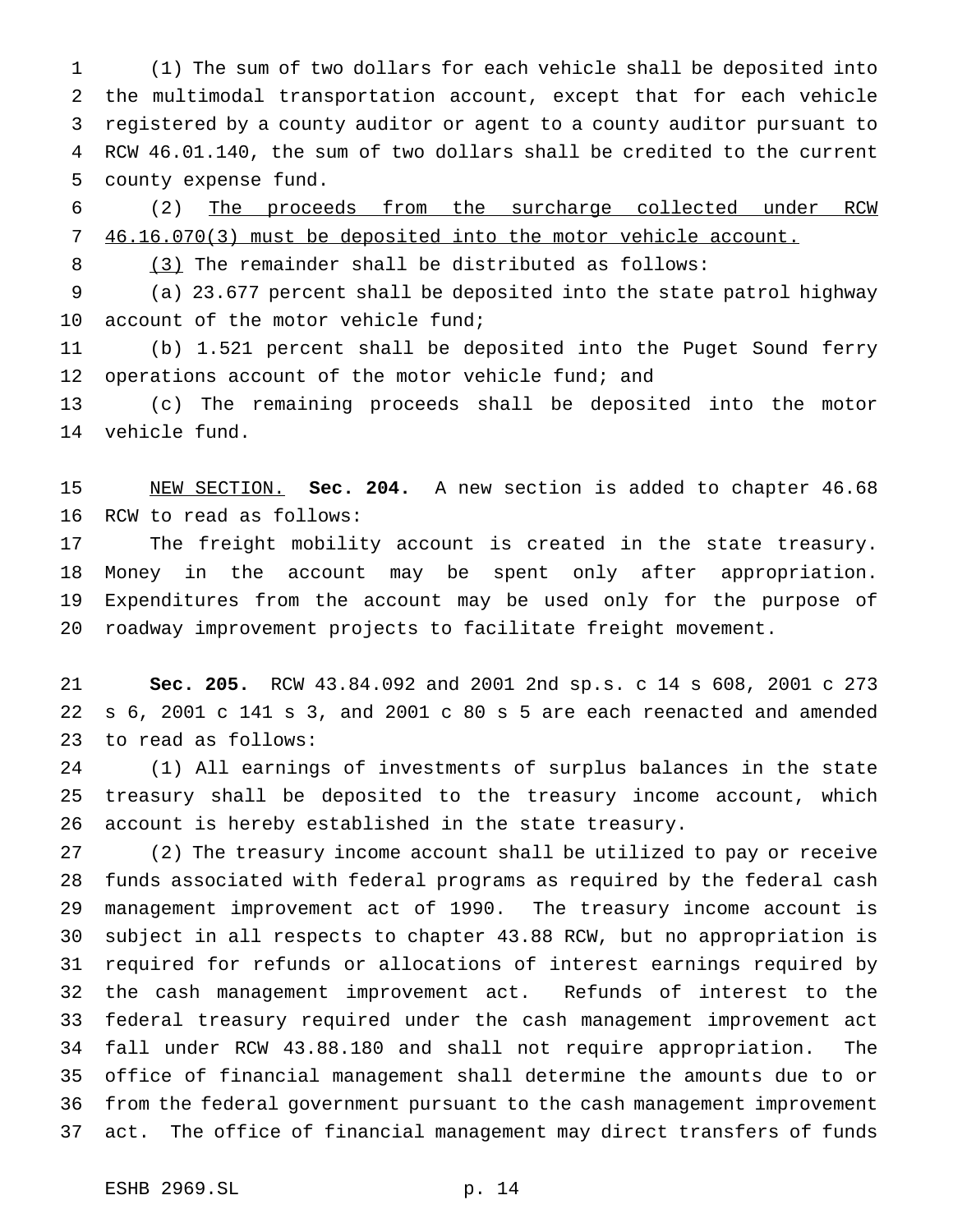(1) The sum of two dollars for each vehicle shall be deposited into the multimodal transportation account, except that for each vehicle registered by a county auditor or agent to a county auditor pursuant to RCW 46.01.140, the sum of two dollars shall be credited to the current county expense fund.

(2) <u>The proceeds from the surcharge collected under RCW 46.16.070(3) must be deposited into the motor vehicle account.</u>

<u>(3)</u> The remainder shall be distributed as follows:

(a) 23.677 percent shall be deposited into the state patrol highway account of the motor vehicle fund;

(b) 1.521 percent shall be deposited into the Puget Sound ferry operations account of the motor vehicle fund; and

(c) The remaining proceeds shall be deposited into the motor vehicle fund.

<u>NEW SECTION.</u> **Sec. 204.** A new section is added to chapter 46.68 RCW to read as follows:

The freight mobility account is created in the state treasury. Money in the account may be spent only after appropriation. Expenditures from the account may be used only for the purpose of roadway improvement projects to facilitate freight movement.

**Sec. 205.** RCW 43.84.092 and 2001 2nd sp.s. c 14 s 608, 2001 c 273 s 6, 2001 c 141 s 3, and 2001 c 80 s 5 are each reenacted and amended to read as follows:

(1) All earnings of investments of surplus balances in the state treasury shall be deposited to the treasury income account, which account is hereby established in the state treasury.

(2) The treasury income account shall be utilized to pay or receive funds associated with federal programs as required by the federal cash management improvement act of 1990. The treasury income account is subject in all respects to chapter 43.88 RCW, but no appropriation is required for refunds or allocations of interest earnings required by the cash management improvement act. Refunds of interest to the federal treasury required under the cash management improvement act fall under RCW 43.88.180 and shall not require appropriation. The office of financial management shall determine the amounts due to or from the federal government pursuant to the cash management improvement act. The office of financial management may direct transfers of funds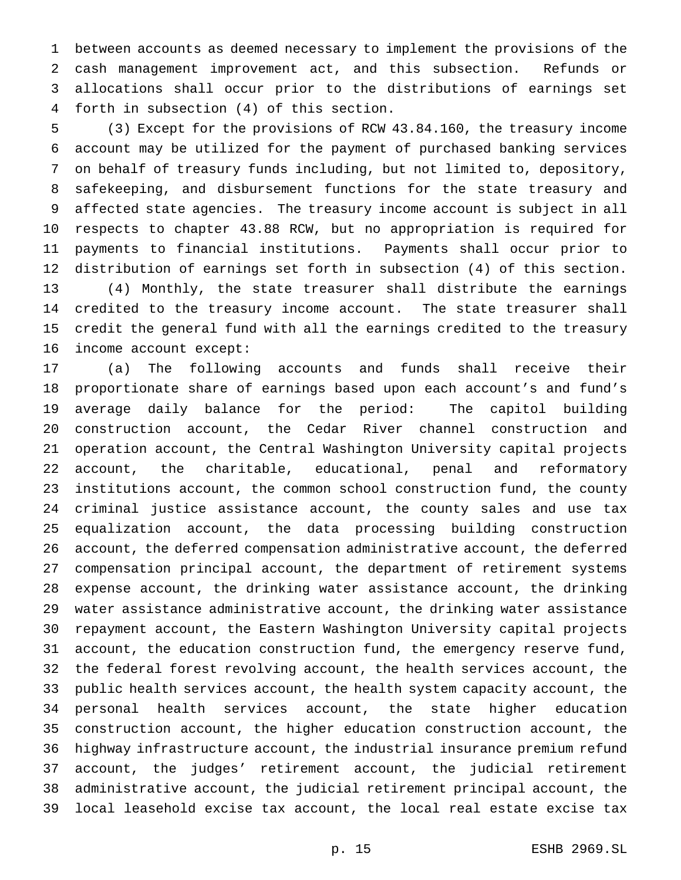between accounts as deemed necessary to implement the provisions of the cash management improvement act, and this subsection. Refunds or allocations shall occur prior to the distributions of earnings set forth in subsection (4) of this section.

(3) Except for the provisions of RCW 43.84.160, the treasury income account may be utilized for the payment of purchased banking services on behalf of treasury funds including, but not limited to, depository, safekeeping, and disbursement functions for the state treasury and affected state agencies. The treasury income account is subject in all respects to chapter 43.88 RCW, but no appropriation is required for payments to financial institutions. Payments shall occur prior to distribution of earnings set forth in subsection (4) of this section.

(4) Monthly, the state treasurer shall distribute the earnings credited to the treasury income account. The state treasurer shall credit the general fund with all the earnings credited to the treasury income account except:

(a) The following accounts and funds shall receive their proportionate share of earnings based upon each account's and fund's average daily balance for the period: The capitol building construction account, the Cedar River channel construction and operation account, the Central Washington University capital projects account, the charitable, educational, penal and reformatory institutions account, the common school construction fund, the county criminal justice assistance account, the county sales and use tax equalization account, the data processing building construction account, the deferred compensation administrative account, the deferred compensation principal account, the department of retirement systems expense account, the drinking water assistance account, the drinking water assistance administrative account, the drinking water assistance repayment account, the Eastern Washington University capital projects account, the education construction fund, the emergency reserve fund, the federal forest revolving account, the health services account, the public health services account, the health system capacity account, the personal health services account, the state higher education construction account, the higher education construction account, the highway infrastructure account, the industrial insurance premium refund account, the judges' retirement account, the judicial retirement administrative account, the judicial retirement principal account, the local leasehold excise tax account, the local real estate excise tax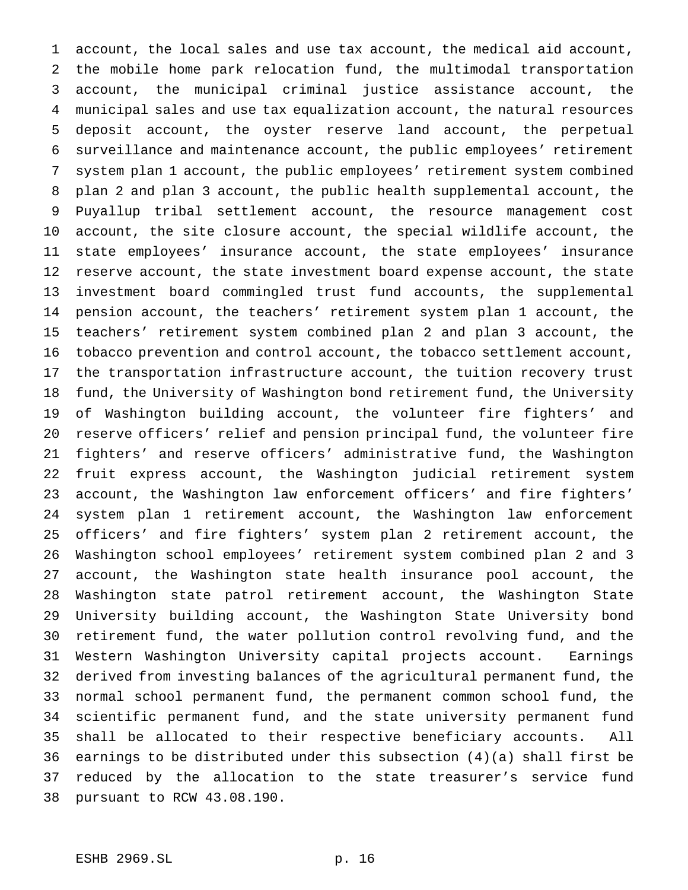account, the local sales and use tax account, the medical aid account, the mobile home park relocation fund, the multimodal transportation account, the municipal criminal justice assistance account, the municipal sales and use tax equalization account, the natural resources deposit account, the oyster reserve land account, the perpetual surveillance and maintenance account, the public employees' retirement system plan 1 account, the public employees' retirement system combined plan 2 and plan 3 account, the public health supplemental account, the Puyallup tribal settlement account, the resource management cost account, the site closure account, the special wildlife account, the state employees' insurance account, the state employees' insurance reserve account, the state investment board expense account, the state investment board commingled trust fund accounts, the supplemental pension account, the teachers' retirement system plan 1 account, the teachers' retirement system combined plan 2 and plan 3 account, the tobacco prevention and control account, the tobacco settlement account, the transportation infrastructure account, the tuition recovery trust fund, the University of Washington bond retirement fund, the University of Washington building account, the volunteer fire fighters' and reserve officers' relief and pension principal fund, the volunteer fire fighters' and reserve officers' administrative fund, the Washington fruit express account, the Washington judicial retirement system account, the Washington law enforcement officers' and fire fighters' system plan 1 retirement account, the Washington law enforcement officers' and fire fighters' system plan 2 retirement account, the Washington school employees' retirement system combined plan 2 and 3 account, the Washington state health insurance pool account, the Washington state patrol retirement account, the Washington State University building account, the Washington State University bond retirement fund, the water pollution control revolving fund, and the Western Washington University capital projects account. Earnings derived from investing balances of the agricultural permanent fund, the normal school permanent fund, the permanent common school fund, the scientific permanent fund, and the state university permanent fund shall be allocated to their respective beneficiary accounts. All earnings to be distributed under this subsection (4)(a) shall first be reduced by the allocation to the state treasurer's service fund pursuant to RCW 43.08.190.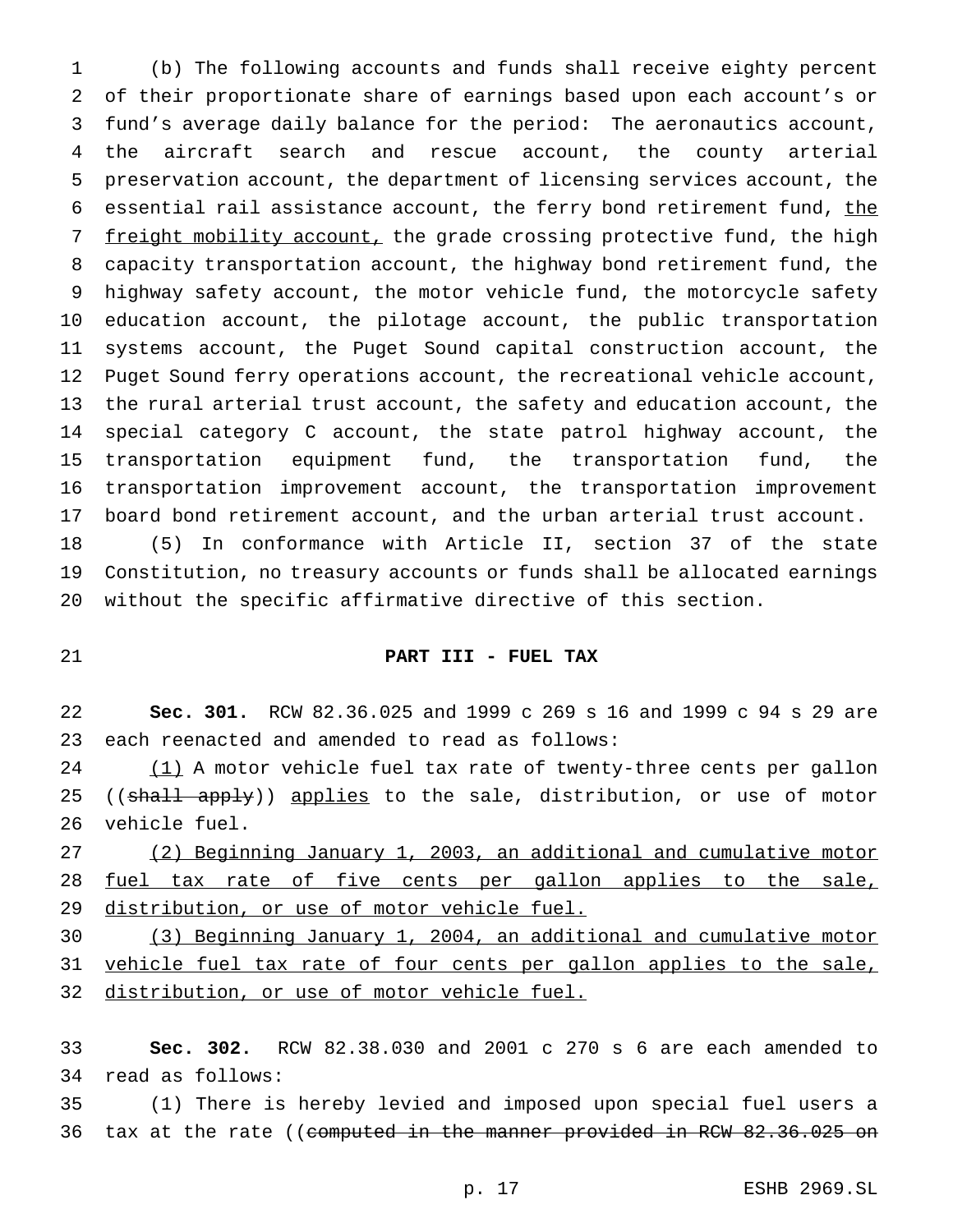(b) The following accounts and funds shall receive eighty percent of their proportionate share of earnings based upon each account's or fund's average daily balance for the period: The aeronautics account, the aircraft search and rescue account, the county arterial preservation account, the department of licensing services account, the essential rail assistance account, the ferry bond retirement fund, <u>the freight mobility account,</u> the grade crossing protective fund, the high capacity transportation account, the highway bond retirement fund, the highway safety account, the motor vehicle fund, the motorcycle safety education account, the pilotage account, the public transportation systems account, the Puget Sound capital construction account, the Puget Sound ferry operations account, the recreational vehicle account, the rural arterial trust account, the safety and education account, the special category C account, the state patrol highway account, the transportation equipment fund, the transportation fund, the transportation improvement account, the transportation improvement board bond retirement account, and the urban arterial trust account.

(5) In conformance with Article II, section 37 of the state Constitution, no treasury accounts or funds shall be allocated earnings without the specific affirmative directive of this section.

## PART III - FUEL TAX

**Sec. 301.** RCW 82.36.025 and 1999 c 269 s 16 and 1999 c 94 s 29 are each reenacted and amended to read as follows:

<u>(1)</u> A motor vehicle fuel tax rate of twenty-three cents per gallon ((~~shall apply~~)) <u>applies</u> to the sale, distribution, or use of motor vehicle fuel.

<u>(2) Beginning January 1, 2003, an additional and cumulative motor fuel tax rate of five cents per gallon applies to the sale, distribution, or use of motor vehicle fuel.</u>

<u>(3) Beginning January 1, 2004, an additional and cumulative motor vehicle fuel tax rate of four cents per gallon applies to the sale, distribution, or use of motor vehicle fuel.</u>

**Sec. 302.** RCW 82.38.030 and 2001 c 270 s 6 are each amended to read as follows:

(1) There is hereby levied and imposed upon special fuel users a tax at the rate ((~~computed in the manner provided in RCW 82.36.025 on~~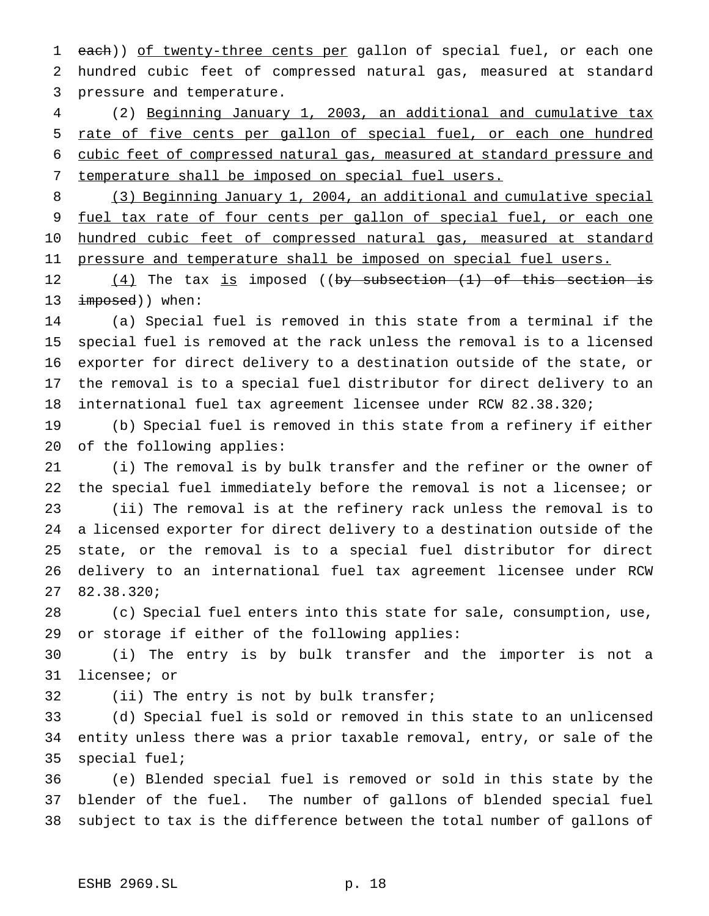each)) of twenty-three cents per gallon of special fuel, or each one hundred cubic feet of compressed natural gas, measured at standard pressure and temperature.

(2) Beginning January 1, 2003, an additional and cumulative tax rate of five cents per gallon of special fuel, or each one hundred cubic feet of compressed natural gas, measured at standard pressure and temperature shall be imposed on special fuel users.

(3) Beginning January 1, 2004, an additional and cumulative special fuel tax rate of four cents per gallon of special fuel, or each one hundred cubic feet of compressed natural gas, measured at standard pressure and temperature shall be imposed on special fuel users.

(4) The tax is imposed ((by subsection (1) of this section is imposed)) when:

(a) Special fuel is removed in this state from a terminal if the special fuel is removed at the rack unless the removal is to a licensed exporter for direct delivery to a destination outside of the state, or the removal is to a special fuel distributor for direct delivery to an international fuel tax agreement licensee under RCW 82.38.320;

(b) Special fuel is removed in this state from a refinery if either of the following applies:

(i) The removal is by bulk transfer and the refiner or the owner of the special fuel immediately before the removal is not a licensee; or

(ii) The removal is at the refinery rack unless the removal is to a licensed exporter for direct delivery to a destination outside of the state, or the removal is to a special fuel distributor for direct delivery to an international fuel tax agreement licensee under RCW 82.38.320;

(c) Special fuel enters into this state for sale, consumption, use, or storage if either of the following applies:

(i) The entry is by bulk transfer and the importer is not a licensee; or

(ii) The entry is not by bulk transfer;

(d) Special fuel is sold or removed in this state to an unlicensed entity unless there was a prior taxable removal, entry, or sale of the special fuel;

(e) Blended special fuel is removed or sold in this state by the blender of the fuel. The number of gallons of blended special fuel subject to tax is the difference between the total number of gallons of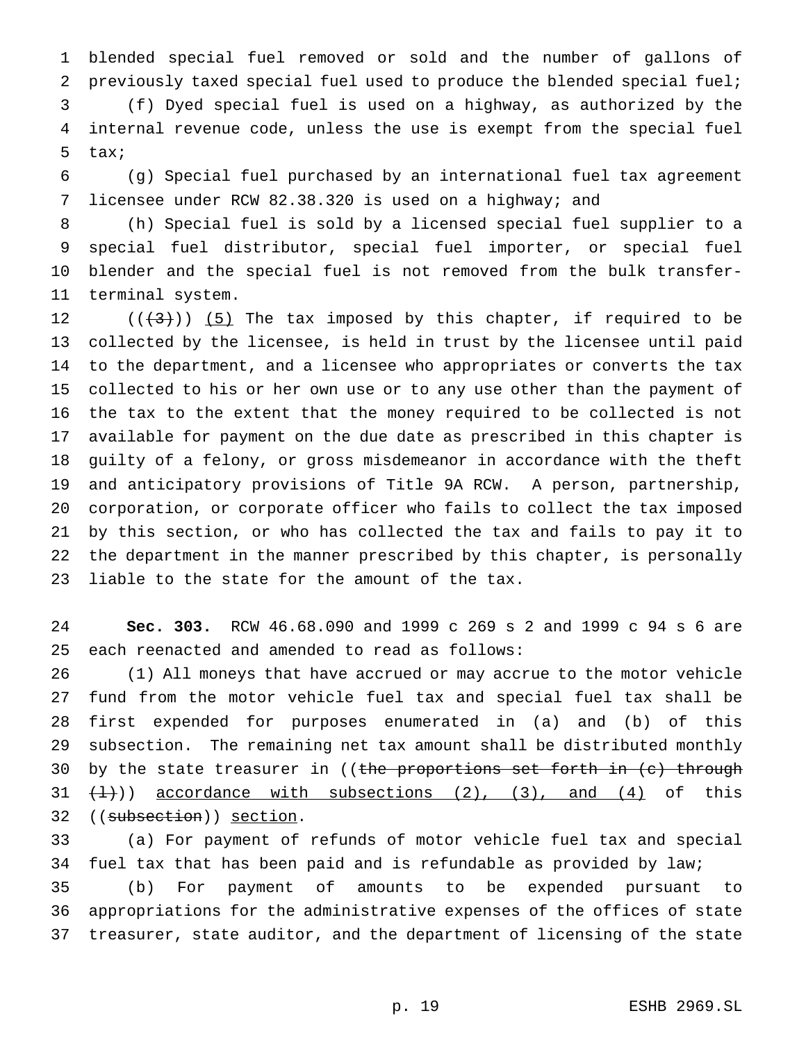blended special fuel removed or sold and the number of gallons of previously taxed special fuel used to produce the blended special fuel;

(f) Dyed special fuel is used on a highway, as authorized by the internal revenue code, unless the use is exempt from the special fuel tax;

(g) Special fuel purchased by an international fuel tax agreement licensee under RCW 82.38.320 is used on a highway; and

(h) Special fuel is sold by a licensed special fuel supplier to a special fuel distributor, special fuel importer, or special fuel blender and the special fuel is not removed from the bulk transfer-terminal system.

((~~(3)~~)) <u>(5)</u> The tax imposed by this chapter, if required to be collected by the licensee, is held in trust by the licensee until paid to the department, and a licensee who appropriates or converts the tax collected to his or her own use or to any use other than the payment of the tax to the extent that the money required to be collected is not available for payment on the due date as prescribed in this chapter is guilty of a felony, or gross misdemeanor in accordance with the theft and anticipatory provisions of Title 9A RCW. A person, partnership, corporation, or corporate officer who fails to collect the tax imposed by this section, or who has collected the tax and fails to pay it to the department in the manner prescribed by this chapter, is personally liable to the state for the amount of the tax.

**Sec. 303.** RCW 46.68.090 and 1999 c 269 s 2 and 1999 c 94 s 6 are each reenacted and amended to read as follows:

(1) All moneys that have accrued or may accrue to the motor vehicle fund from the motor vehicle fuel tax and special fuel tax shall be first expended for purposes enumerated in (a) and (b) of this subsection. The remaining net tax amount shall be distributed monthly by the state treasurer in ((~~the proportions set forth in (c) through (l)~~)) <u>accordance with subsections (2), (3), and (4)</u> of this ((~~subsection~~)) <u>section</u>.

(a) For payment of refunds of motor vehicle fuel tax and special fuel tax that has been paid and is refundable as provided by law;

(b) For payment of amounts to be expended pursuant to appropriations for the administrative expenses of the offices of state treasurer, state auditor, and the department of licensing of the state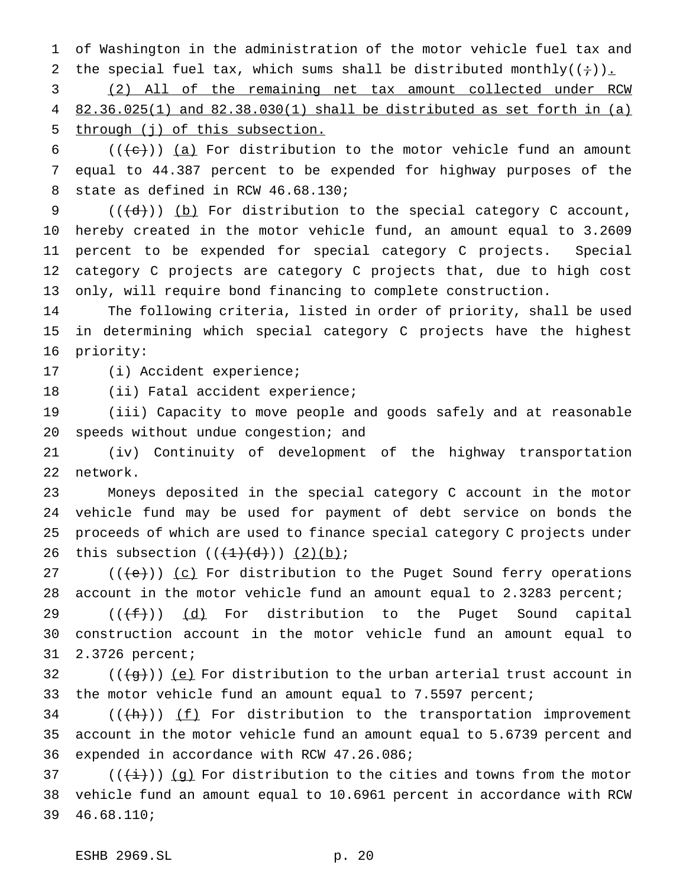of Washington in the administration of the motor vehicle fuel tax and the special fuel tax, which sums shall be distributed monthly((;)).

(2) All of the remaining net tax amount collected under RCW 82.36.025(1) and 82.38.030(1) shall be distributed as set forth in (a) through (j) of this subsection.

(((c))) (a) For distribution to the motor vehicle fund an amount equal to 44.387 percent to be expended for highway purposes of the state as defined in RCW 46.68.130;

(((d))) (b) For distribution to the special category C account, hereby created in the motor vehicle fund, an amount equal to 3.2609 percent to be expended for special category C projects. Special category C projects are category C projects that, due to high cost only, will require bond financing to complete construction.

The following criteria, listed in order of priority, shall be used in determining which special category C projects have the highest priority:

(i) Accident experience;

(ii) Fatal accident experience;

(iii) Capacity to move people and goods safely and at reasonable speeds without undue congestion; and

(iv) Continuity of development of the highway transportation network.

Moneys deposited in the special category C account in the motor vehicle fund may be used for payment of debt service on bonds the proceeds of which are used to finance special category C projects under this subsection (((1)(d))) (2)(b);

(((e))) (c) For distribution to the Puget Sound ferry operations account in the motor vehicle fund an amount equal to 2.3283 percent;

(((f))) (d) For distribution to the Puget Sound capital construction account in the motor vehicle fund an amount equal to 2.3726 percent;

(((g))) (e) For distribution to the urban arterial trust account in the motor vehicle fund an amount equal to 7.5597 percent;

(((h))) (f) For distribution to the transportation improvement account in the motor vehicle fund an amount equal to 5.6739 percent and expended in accordance with RCW 47.26.086;

(((i))) (g) For distribution to the cities and towns from the motor vehicle fund an amount equal to 10.6961 percent in accordance with RCW 46.68.110;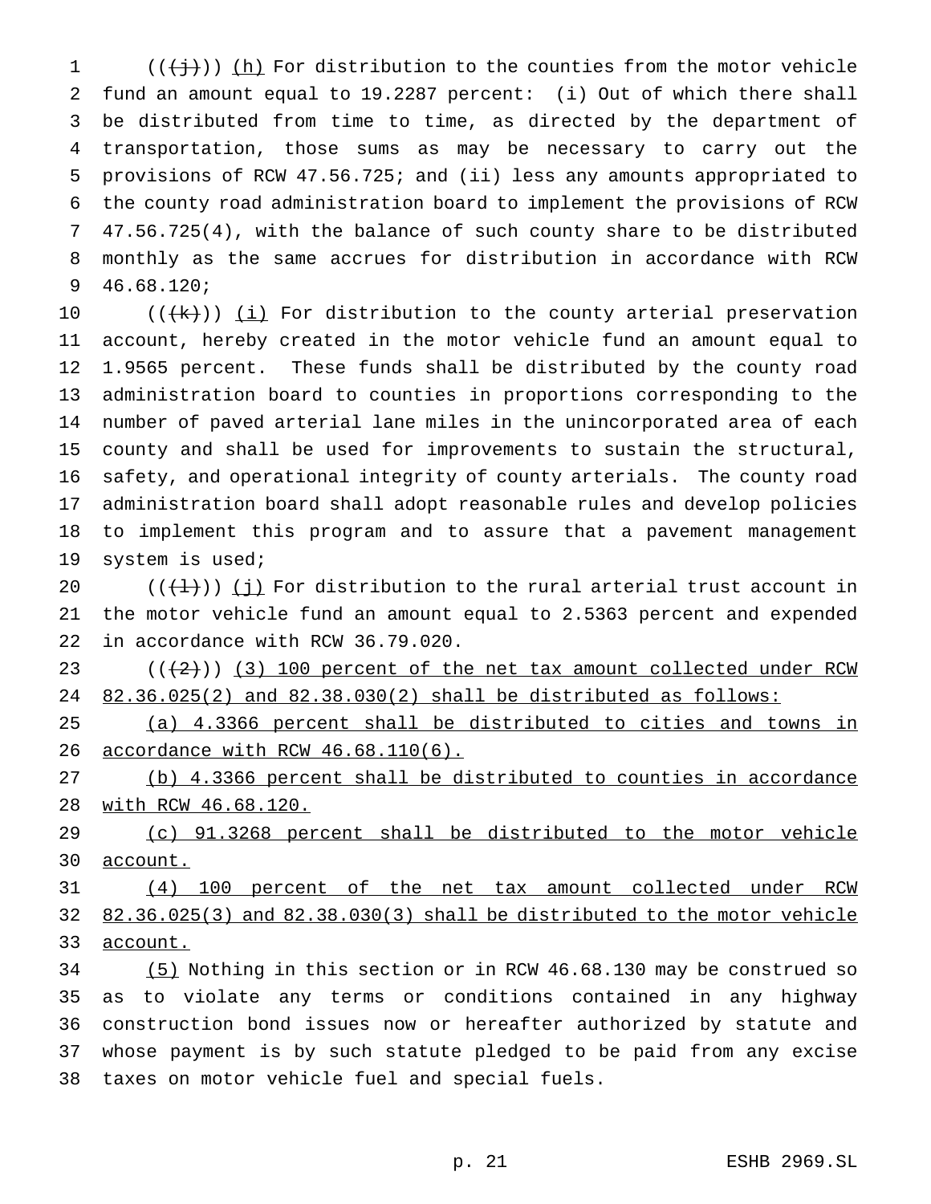((~~(j)~~)) <u>(h)</u> For distribution to the counties from the motor vehicle fund an amount equal to 19.2287 percent: (i) Out of which there shall be distributed from time to time, as directed by the department of transportation, those sums as may be necessary to carry out the provisions of RCW 47.56.725; and (ii) less any amounts appropriated to the county road administration board to implement the provisions of RCW 47.56.725(4), with the balance of such county share to be distributed monthly as the same accrues for distribution in accordance with RCW 46.68.120;

((~~(k)~~)) <u>(i)</u> For distribution to the county arterial preservation account, hereby created in the motor vehicle fund an amount equal to 1.9565 percent. These funds shall be distributed by the county road administration board to counties in proportions corresponding to the number of paved arterial lane miles in the unincorporated area of each county and shall be used for improvements to sustain the structural, safety, and operational integrity of county arterials. The county road administration board shall adopt reasonable rules and develop policies to implement this program and to assure that a pavement management system is used;

((~~(l)~~)) <u>(j)</u> For distribution to the rural arterial trust account in the motor vehicle fund an amount equal to 2.5363 percent and expended in accordance with RCW 36.79.020.

((~~(2)~~)) <u>(3) 100 percent of the net tax amount collected under RCW 82.36.025(2) and 82.38.030(2) shall be distributed as follows:</u>

<u>(a) 4.3366 percent shall be distributed to cities and towns in accordance with RCW 46.68.110(6).</u>

<u>(b) 4.3366 percent shall be distributed to counties in accordance with RCW 46.68.120.</u>

<u>(c) 91.3268 percent shall be distributed to the motor vehicle account.</u>

<u>(4) 100 percent of the net tax amount collected under RCW 82.36.025(3) and 82.38.030(3) shall be distributed to the motor vehicle account.</u>

<u>(5)</u> Nothing in this section or in RCW 46.68.130 may be construed so as to violate any terms or conditions contained in any highway construction bond issues now or hereafter authorized by statute and whose payment is by such statute pledged to be paid from any excise taxes on motor vehicle fuel and special fuels.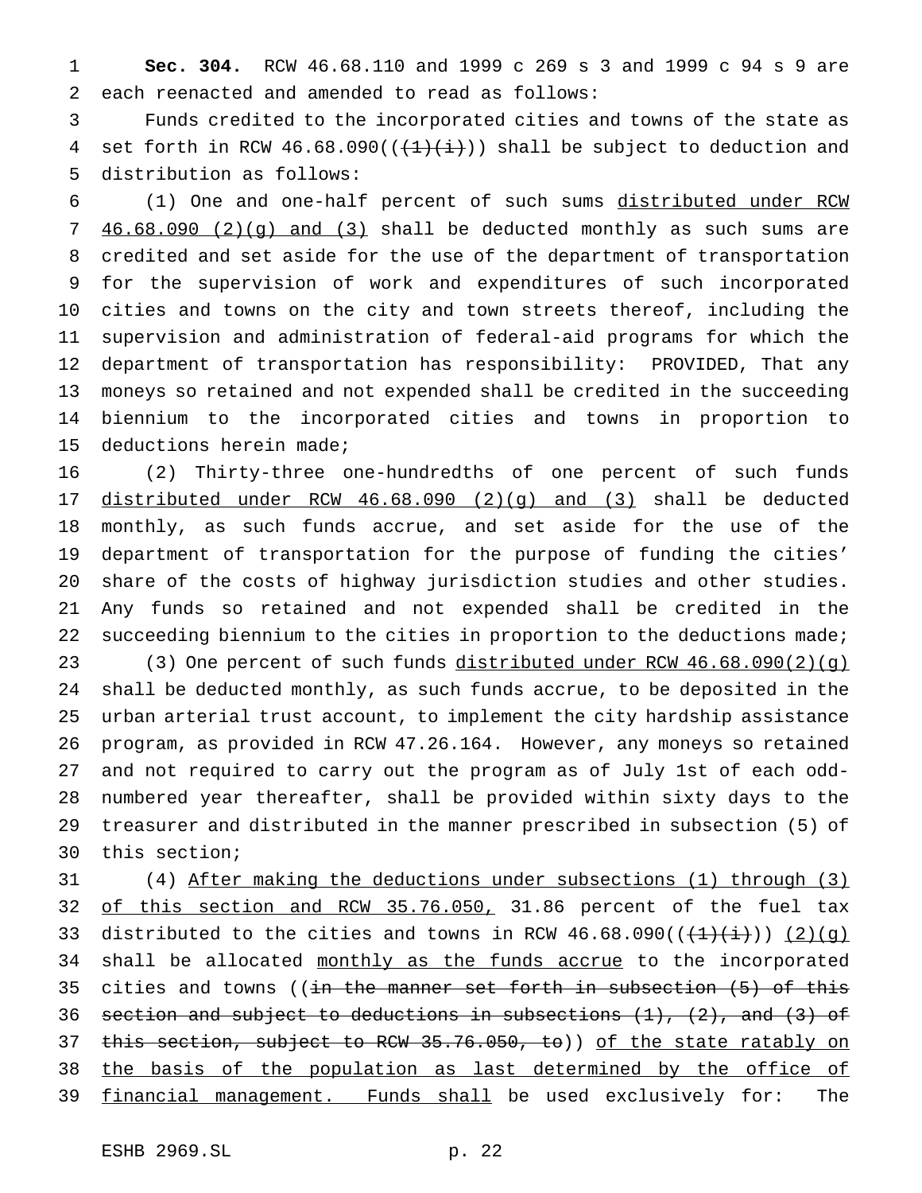**Sec. 304.** RCW 46.68.110 and 1999 c 269 s 3 and 1999 c 94 s 9 are each reenacted and amended to read as follows:

Funds credited to the incorporated cities and towns of the state as set forth in RCW 46.68.090((~~(1)(i)~~)) shall be subject to deduction and distribution as follows:

(1) One and one-half percent of such sums <u>distributed under RCW 46.68.090 (2)(g) and (3)</u> shall be deducted monthly as such sums are credited and set aside for the use of the department of transportation for the supervision of work and expenditures of such incorporated cities and towns on the city and town streets thereof, including the supervision and administration of federal-aid programs for which the department of transportation has responsibility: PROVIDED, That any moneys so retained and not expended shall be credited in the succeeding biennium to the incorporated cities and towns in proportion to deductions herein made;

(2) Thirty-three one-hundredths of one percent of such funds <u>distributed under RCW 46.68.090 (2)(g) and (3)</u> shall be deducted monthly, as such funds accrue, and set aside for the use of the department of transportation for the purpose of funding the cities' share of the costs of highway jurisdiction studies and other studies. Any funds so retained and not expended shall be credited in the succeeding biennium to the cities in proportion to the deductions made;

(3) One percent of such funds <u>distributed under RCW 46.68.090(2)(g)</u> shall be deducted monthly, as such funds accrue, to be deposited in the urban arterial trust account, to implement the city hardship assistance program, as provided in RCW 47.26.164. However, any moneys so retained and not required to carry out the program as of July 1st of each odd-numbered year thereafter, shall be provided within sixty days to the treasurer and distributed in the manner prescribed in subsection (5) of this section;

(4) <u>After making the deductions under subsections (1) through (3) of this section and RCW 35.76.050,</u> 31.86 percent of the fuel tax distributed to the cities and towns in RCW 46.68.090((~~(1)(i)~~)) <u>(2)(g)</u> shall be allocated <u>monthly as the funds accrue</u> to the incorporated cities and towns ((~~in the manner set forth in subsection (5) of this section and subject to deductions in subsections (1), (2), and (3) of this section, subject to RCW 35.76.050, to~~)) <u>of the state ratably on the basis of the population as last determined by the office of financial management. Funds shall</u> be used exclusively for: The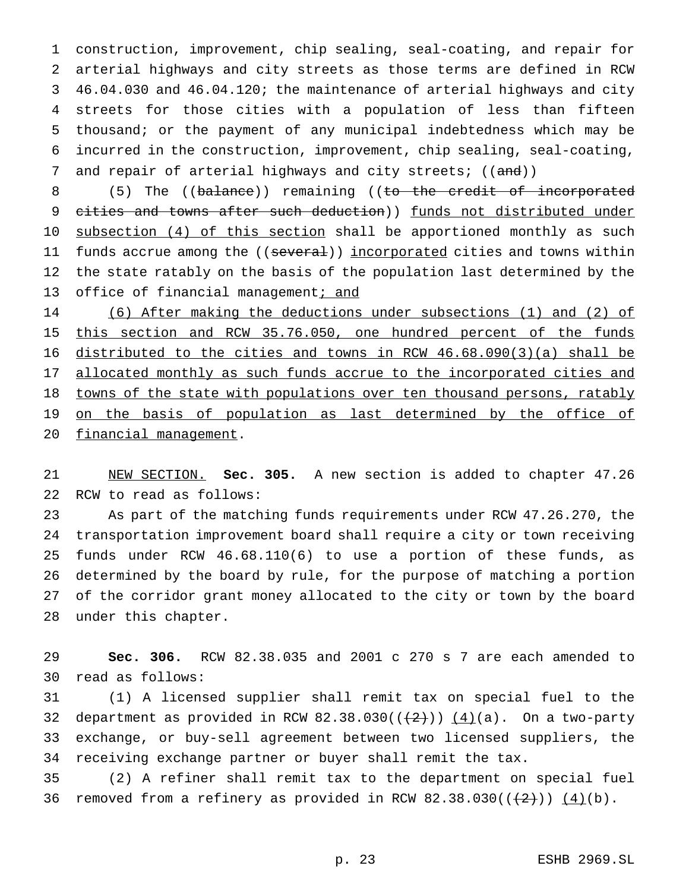construction, improvement, chip sealing, seal-coating, and repair for arterial highways and city streets as those terms are defined in RCW 46.04.030 and 46.04.120; the maintenance of arterial highways and city streets for those cities with a population of less than fifteen thousand; or the payment of any municipal indebtedness which may be incurred in the construction, improvement, chip sealing, seal-coating, and repair of arterial highways and city streets; ((~~and~~))

(5) The ((~~balance~~)) remaining ((~~to the credit of incorporated cities and towns after such deduction~~)) <u>funds not distributed under subsection (4) of this section</u> shall be apportioned monthly as such funds accrue among the ((~~several~~)) <u>incorporated</u> cities and towns within the state ratably on the basis of the population last determined by the office of financial management<u>; and</u>

<u>(6) After making the deductions under subsections (1) and (2) of this section and RCW 35.76.050, one hundred percent of the funds distributed to the cities and towns in RCW 46.68.090(3)(a) shall be allocated monthly as such funds accrue to the incorporated cities and towns of the state with populations over ten thousand persons, ratably on the basis of population as last determined by the office of financial management</u>.

<u>NEW SECTION.</u> **Sec. 305.** A new section is added to chapter 47.26 RCW to read as follows:

As part of the matching funds requirements under RCW 47.26.270, the transportation improvement board shall require a city or town receiving funds under RCW 46.68.110(6) to use a portion of these funds, as determined by the board by rule, for the purpose of matching a portion of the corridor grant money allocated to the city or town by the board under this chapter.

**Sec. 306.** RCW 82.38.035 and 2001 c 270 s 7 are each amended to read as follows:

(1) A licensed supplier shall remit tax on special fuel to the department as provided in RCW 82.38.030((~~(2)~~)) <u>(4)</u>(a). On a two-party exchange, or buy-sell agreement between two licensed suppliers, the receiving exchange partner or buyer shall remit the tax.

(2) A refiner shall remit tax to the department on special fuel removed from a refinery as provided in RCW 82.38.030((~~(2)~~)) <u>(4)</u>(b).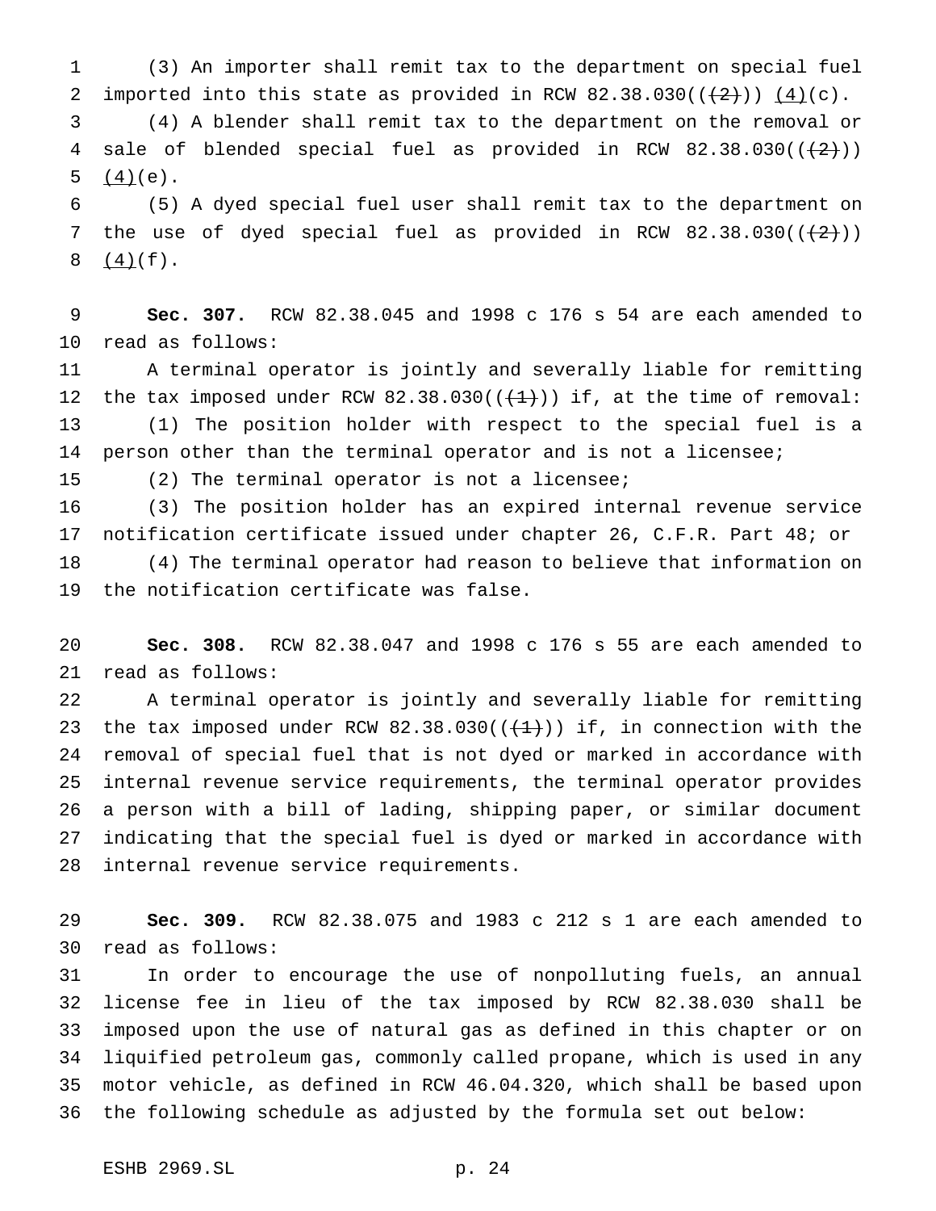(3) An importer shall remit tax to the department on special fuel imported into this state as provided in RCW 82.38.030((~~(2)~~)) <u>(4)</u>(c).

(4) A blender shall remit tax to the department on the removal or sale of blended special fuel as provided in RCW 82.38.030((~~(2)~~)) <u>(4)</u>(e).

(5) A dyed special fuel user shall remit tax to the department on the use of dyed special fuel as provided in RCW 82.38.030((~~(2)~~)) <u>(4)</u>(f).

**Sec. 307.** RCW 82.38.045 and 1998 c 176 s 54 are each amended to read as follows:

A terminal operator is jointly and severally liable for remitting the tax imposed under RCW 82.38.030((~~(1)~~)) if, at the time of removal:

(1) The position holder with respect to the special fuel is a person other than the terminal operator and is not a licensee;

(2) The terminal operator is not a licensee;

(3) The position holder has an expired internal revenue service notification certificate issued under chapter 26, C.F.R. Part 48; or

(4) The terminal operator had reason to believe that information on the notification certificate was false.

**Sec. 308.** RCW 82.38.047 and 1998 c 176 s 55 are each amended to read as follows:

A terminal operator is jointly and severally liable for remitting the tax imposed under RCW 82.38.030((~~(1)~~)) if, in connection with the removal of special fuel that is not dyed or marked in accordance with internal revenue service requirements, the terminal operator provides a person with a bill of lading, shipping paper, or similar document indicating that the special fuel is dyed or marked in accordance with internal revenue service requirements.

**Sec. 309.** RCW 82.38.075 and 1983 c 212 s 1 are each amended to read as follows:

In order to encourage the use of nonpolluting fuels, an annual license fee in lieu of the tax imposed by RCW 82.38.030 shall be imposed upon the use of natural gas as defined in this chapter or on liquified petroleum gas, commonly called propane, which is used in any motor vehicle, as defined in RCW 46.04.320, which shall be based upon the following schedule as adjusted by the formula set out below: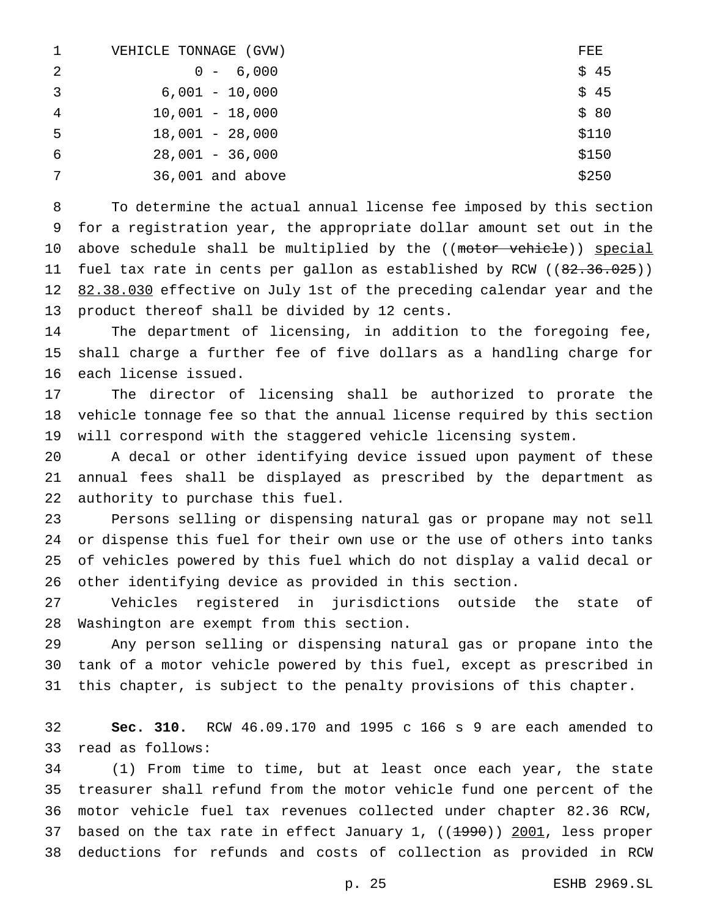| VEHICLE TONNAGE (GVW) | FEE |
|---|---|
| 0 - 6,000 | $ 45 |
| 6,001 - 10,000 | $ 45 |
| 10,001 - 18,000 | $ 80 |
| 18,001 - 28,000 | $110 |
| 28,001 - 36,000 | $150 |
| 36,001 and above | $250 |

To determine the actual annual license fee imposed by this section for a registration year, the appropriate dollar amount set out in the above schedule shall be multiplied by the ((~~motor vehicle~~)) <u>special</u> fuel tax rate in cents per gallon as established by RCW ((~~82.36.025~~)) <u>82.38.030</u> effective on July 1st of the preceding calendar year and the product thereof shall be divided by 12 cents.

The department of licensing, in addition to the foregoing fee, shall charge a further fee of five dollars as a handling charge for each license issued.

The director of licensing shall be authorized to prorate the vehicle tonnage fee so that the annual license required by this section will correspond with the staggered vehicle licensing system.

A decal or other identifying device issued upon payment of these annual fees shall be displayed as prescribed by the department as authority to purchase this fuel.

Persons selling or dispensing natural gas or propane may not sell or dispense this fuel for their own use or the use of others into tanks of vehicles powered by this fuel which do not display a valid decal or other identifying device as provided in this section.

Vehicles registered in jurisdictions outside the state of Washington are exempt from this section.

Any person selling or dispensing natural gas or propane into the tank of a motor vehicle powered by this fuel, except as prescribed in this chapter, is subject to the penalty provisions of this chapter.

**Sec. 310.** RCW 46.09.170 and 1995 c 166 s 9 are each amended to read as follows:

(1) From time to time, but at least once each year, the state treasurer shall refund from the motor vehicle fund one percent of the motor vehicle fuel tax revenues collected under chapter 82.36 RCW, based on the tax rate in effect January 1, ((~~1990~~)) <u>2001</u>, less proper deductions for refunds and costs of collection as provided in RCW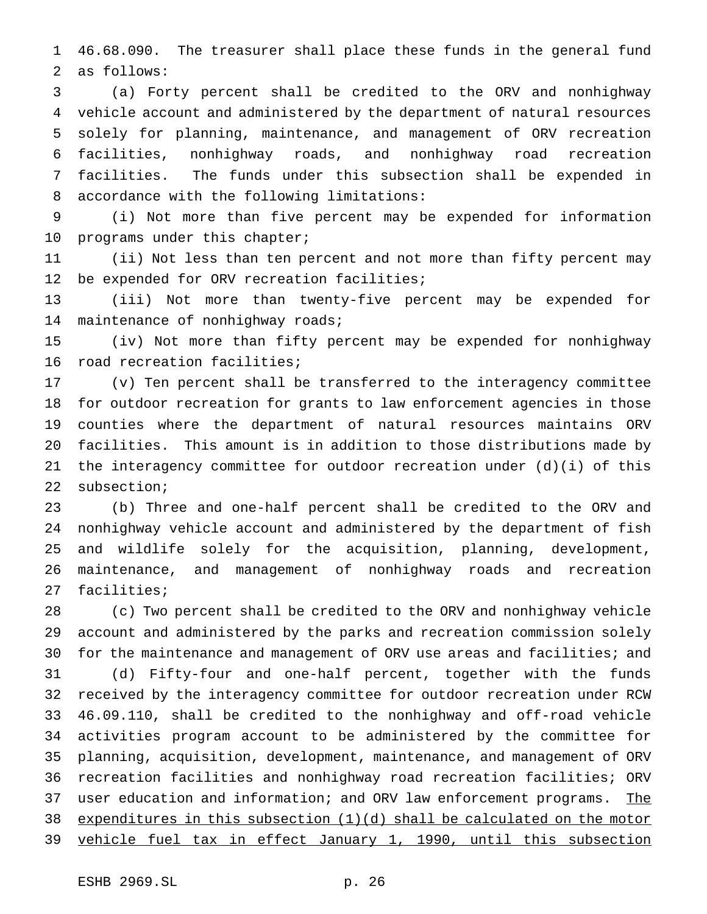46.68.090. The treasurer shall place these funds in the general fund as follows:

(a) Forty percent shall be credited to the ORV and nonhighway vehicle account and administered by the department of natural resources solely for planning, maintenance, and management of ORV recreation facilities, nonhighway roads, and nonhighway road recreation facilities. The funds under this subsection shall be expended in accordance with the following limitations:

(i) Not more than five percent may be expended for information programs under this chapter;

(ii) Not less than ten percent and not more than fifty percent may be expended for ORV recreation facilities;

(iii) Not more than twenty-five percent may be expended for maintenance of nonhighway roads;

(iv) Not more than fifty percent may be expended for nonhighway road recreation facilities;

(v) Ten percent shall be transferred to the interagency committee for outdoor recreation for grants to law enforcement agencies in those counties where the department of natural resources maintains ORV facilities. This amount is in addition to those distributions made by the interagency committee for outdoor recreation under (d)(i) of this subsection;

(b) Three and one-half percent shall be credited to the ORV and nonhighway vehicle account and administered by the department of fish and wildlife solely for the acquisition, planning, development, maintenance, and management of nonhighway roads and recreation facilities;

(c) Two percent shall be credited to the ORV and nonhighway vehicle account and administered by the parks and recreation commission solely for the maintenance and management of ORV use areas and facilities; and

(d) Fifty-four and one-half percent, together with the funds received by the interagency committee for outdoor recreation under RCW 46.09.110, shall be credited to the nonhighway and off-road vehicle activities program account to be administered by the committee for planning, acquisition, development, maintenance, and management of ORV recreation facilities and nonhighway road recreation facilities; ORV user education and information; and ORV law enforcement programs. <u>The expenditures in this subsection (1)(d) shall be calculated on the motor vehicle fuel tax in effect January 1, 1990, until this subsection</u>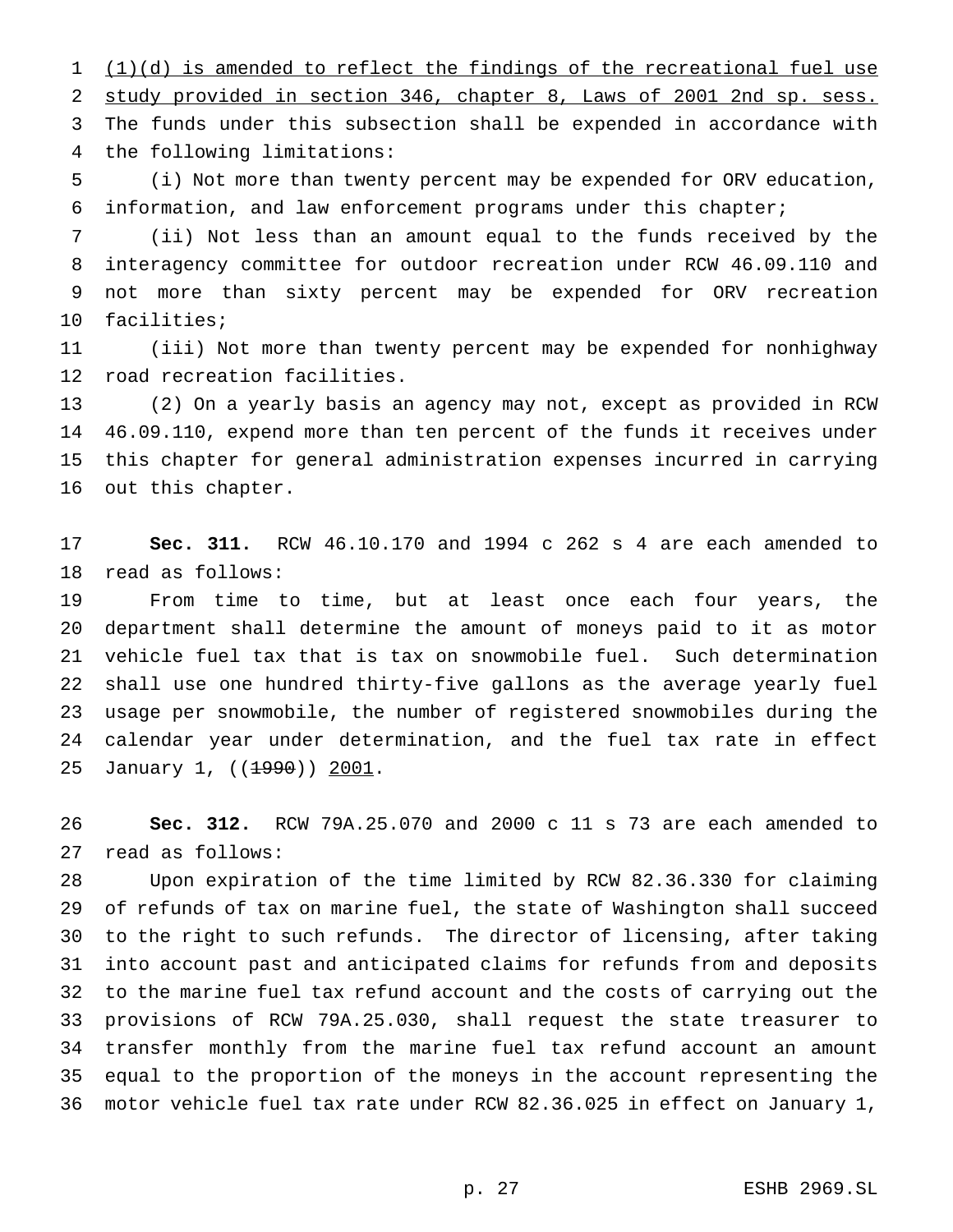(1)(d) is amended to reflect the findings of the recreational fuel use study provided in section 346, chapter 8, Laws of 2001 2nd sp. sess. The funds under this subsection shall be expended in accordance with the following limitations:

(i) Not more than twenty percent may be expended for ORV education, information, and law enforcement programs under this chapter;

(ii) Not less than an amount equal to the funds received by the interagency committee for outdoor recreation under RCW 46.09.110 and not more than sixty percent may be expended for ORV recreation facilities;

(iii) Not more than twenty percent may be expended for nonhighway road recreation facilities.

(2) On a yearly basis an agency may not, except as provided in RCW 46.09.110, expend more than ten percent of the funds it receives under this chapter for general administration expenses incurred in carrying out this chapter.

**Sec. 311.** RCW 46.10.170 and 1994 c 262 s 4 are each amended to read as follows:

From time to time, but at least once each four years, the department shall determine the amount of moneys paid to it as motor vehicle fuel tax that is tax on snowmobile fuel. Such determination shall use one hundred thirty-five gallons as the average yearly fuel usage per snowmobile, the number of registered snowmobiles during the calendar year under determination, and the fuel tax rate in effect January 1, ((~~1990~~)) 2001.

**Sec. 312.** RCW 79A.25.070 and 2000 c 11 s 73 are each amended to read as follows:

Upon expiration of the time limited by RCW 82.36.330 for claiming of refunds of tax on marine fuel, the state of Washington shall succeed to the right to such refunds. The director of licensing, after taking into account past and anticipated claims for refunds from and deposits to the marine fuel tax refund account and the costs of carrying out the provisions of RCW 79A.25.030, shall request the state treasurer to transfer monthly from the marine fuel tax refund account an amount equal to the proportion of the moneys in the account representing the motor vehicle fuel tax rate under RCW 82.36.025 in effect on January 1,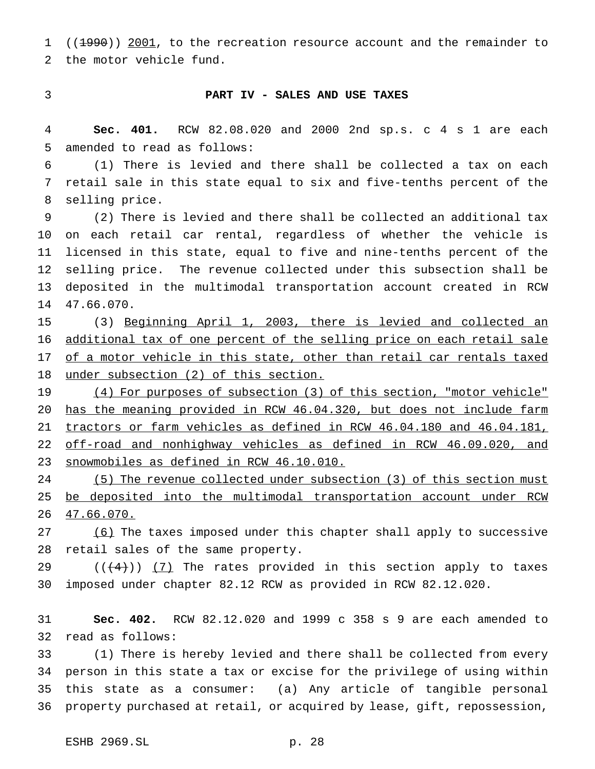((~~1990~~)) 2001, to the recreation resource account and the remainder to the motor vehicle fund.

## PART IV - SALES AND USE TAXES

**Sec. 401.** RCW 82.08.020 and 2000 2nd sp.s. c 4 s 1 are each amended to read as follows:

(1) There is levied and there shall be collected a tax on each retail sale in this state equal to six and five-tenths percent of the selling price.

(2) There is levied and there shall be collected an additional tax on each retail car rental, regardless of whether the vehicle is licensed in this state, equal to five and nine-tenths percent of the selling price. The revenue collected under this subsection shall be deposited in the multimodal transportation account created in RCW 47.66.070.

(3) <u>Beginning April 1, 2003, there is levied and collected an additional tax of one percent of the selling price on each retail sale of a motor vehicle in this state, other than retail car rentals taxed under subsection (2) of this section.</u>

<u>(4) For purposes of subsection (3) of this section, "motor vehicle" has the meaning provided in RCW 46.04.320, but does not include farm tractors or farm vehicles as defined in RCW 46.04.180 and 46.04.181, off-road and nonhighway vehicles as defined in RCW 46.09.020, and snowmobiles as defined in RCW 46.10.010.</u>

<u>(5) The revenue collected under subsection (3) of this section must be deposited into the multimodal transportation account under RCW 47.66.070.</u>

<u>(6)</u> The taxes imposed under this chapter shall apply to successive retail sales of the same property.

((~~(4)~~)) <u>(7)</u> The rates provided in this section apply to taxes imposed under chapter 82.12 RCW as provided in RCW 82.12.020.

**Sec. 402.** RCW 82.12.020 and 1999 c 358 s 9 are each amended to read as follows:

(1) There is hereby levied and there shall be collected from every person in this state a tax or excise for the privilege of using within this state as a consumer: (a) Any article of tangible personal property purchased at retail, or acquired by lease, gift, repossession,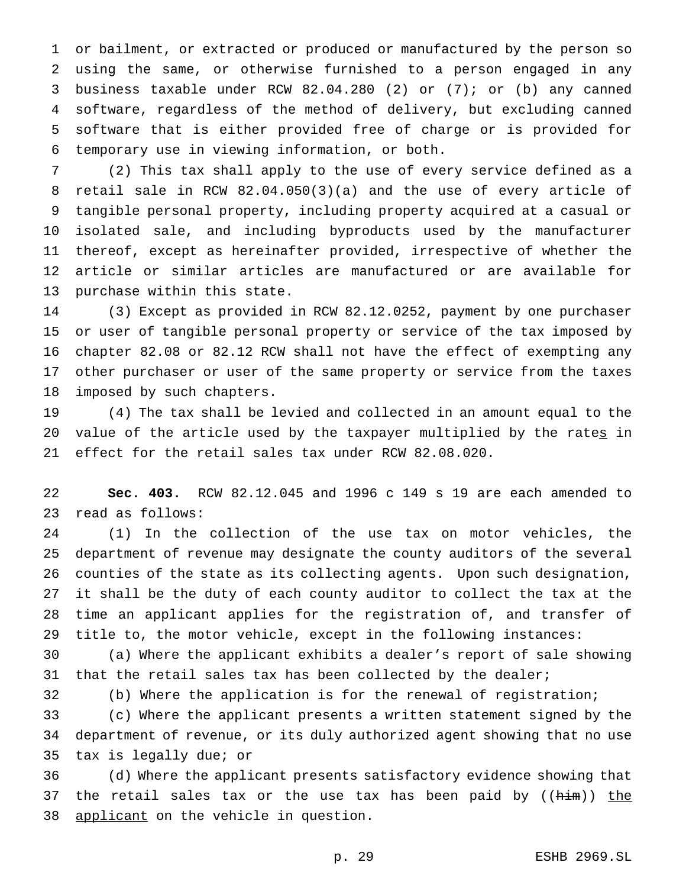or bailment, or extracted or produced or manufactured by the person so using the same, or otherwise furnished to a person engaged in any business taxable under RCW 82.04.280 (2) or (7); or (b) any canned software, regardless of the method of delivery, but excluding canned software that is either provided free of charge or is provided for temporary use in viewing information, or both.

(2) This tax shall apply to the use of every service defined as a retail sale in RCW 82.04.050(3)(a) and the use of every article of tangible personal property, including property acquired at a casual or isolated sale, and including byproducts used by the manufacturer thereof, except as hereinafter provided, irrespective of whether the article or similar articles are manufactured or are available for purchase within this state.

(3) Except as provided in RCW 82.12.0252, payment by one purchaser or user of tangible personal property or service of the tax imposed by chapter 82.08 or 82.12 RCW shall not have the effect of exempting any other purchaser or user of the same property or service from the taxes imposed by such chapters.

(4) The tax shall be levied and collected in an amount equal to the value of the article used by the taxpayer multiplied by the rates in effect for the retail sales tax under RCW 82.08.020.

**Sec. 403.** RCW 82.12.045 and 1996 c 149 s 19 are each amended to read as follows:

(1) In the collection of the use tax on motor vehicles, the department of revenue may designate the county auditors of the several counties of the state as its collecting agents. Upon such designation, it shall be the duty of each county auditor to collect the tax at the time an applicant applies for the registration of, and transfer of title to, the motor vehicle, except in the following instances:

(a) Where the applicant exhibits a dealer's report of sale showing that the retail sales tax has been collected by the dealer;

(b) Where the application is for the renewal of registration;

(c) Where the applicant presents a written statement signed by the department of revenue, or its duly authorized agent showing that no use tax is legally due; or

(d) Where the applicant presents satisfactory evidence showing that the retail sales tax or the use tax has been paid by ((him)) the applicant on the vehicle in question.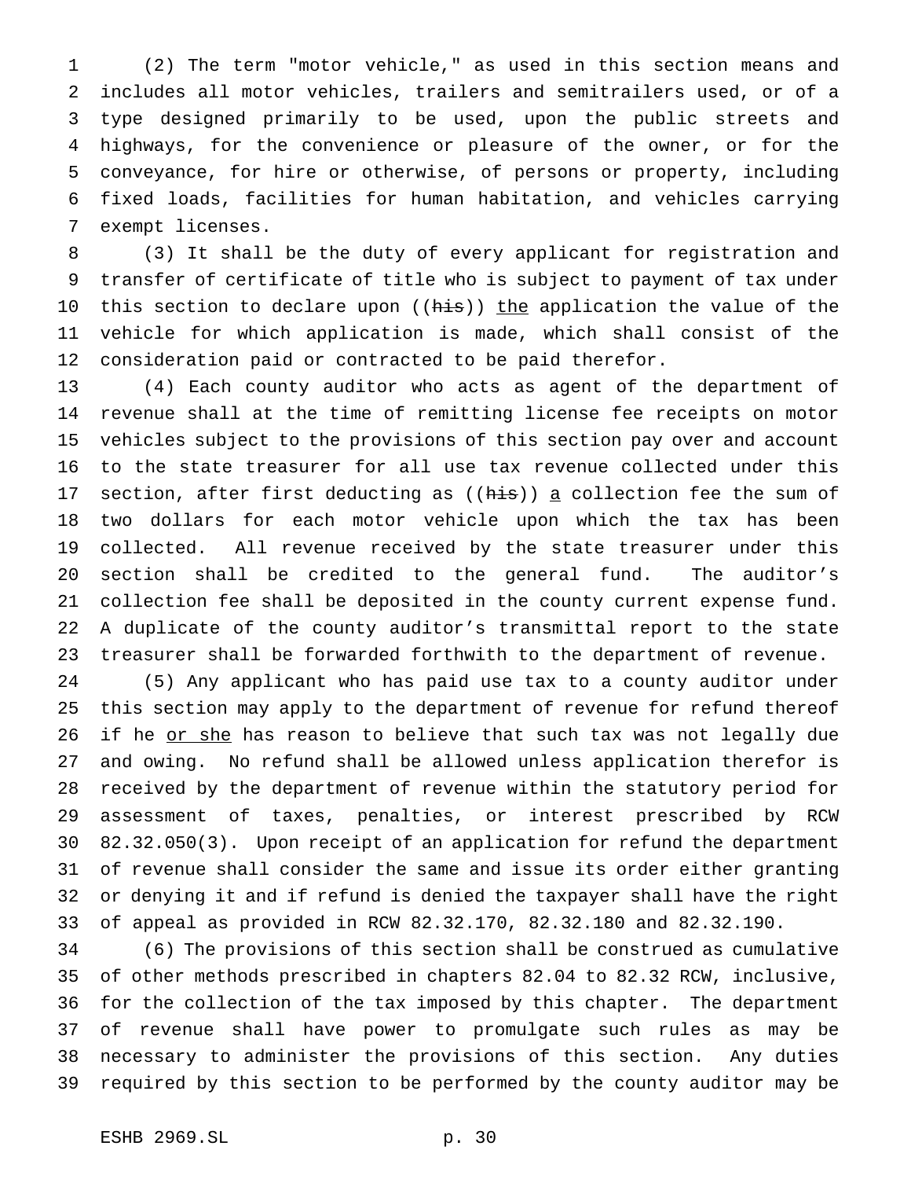(2) The term "motor vehicle," as used in this section means and includes all motor vehicles, trailers and semitrailers used, or of a type designed primarily to be used, upon the public streets and highways, for the convenience or pleasure of the owner, or for the conveyance, for hire or otherwise, of persons or property, including fixed loads, facilities for human habitation, and vehicles carrying exempt licenses.

(3) It shall be the duty of every applicant for registration and transfer of certificate of title who is subject to payment of tax under this section to declare upon ((~~his~~)) the application the value of the vehicle for which application is made, which shall consist of the consideration paid or contracted to be paid therefor.

(4) Each county auditor who acts as agent of the department of revenue shall at the time of remitting license fee receipts on motor vehicles subject to the provisions of this section pay over and account to the state treasurer for all use tax revenue collected under this section, after first deducting as ((~~his~~)) a collection fee the sum of two dollars for each motor vehicle upon which the tax has been collected. All revenue received by the state treasurer under this section shall be credited to the general fund. The auditor's collection fee shall be deposited in the county current expense fund. A duplicate of the county auditor's transmittal report to the state treasurer shall be forwarded forthwith to the department of revenue.

(5) Any applicant who has paid use tax to a county auditor under this section may apply to the department of revenue for refund thereof if he or she has reason to believe that such tax was not legally due and owing. No refund shall be allowed unless application therefor is received by the department of revenue within the statutory period for assessment of taxes, penalties, or interest prescribed by RCW 82.32.050(3). Upon receipt of an application for refund the department of revenue shall consider the same and issue its order either granting or denying it and if refund is denied the taxpayer shall have the right of appeal as provided in RCW 82.32.170, 82.32.180 and 82.32.190.

(6) The provisions of this section shall be construed as cumulative of other methods prescribed in chapters 82.04 to 82.32 RCW, inclusive, for the collection of the tax imposed by this chapter. The department of revenue shall have power to promulgate such rules as may be necessary to administer the provisions of this section. Any duties required by this section to be performed by the county auditor may be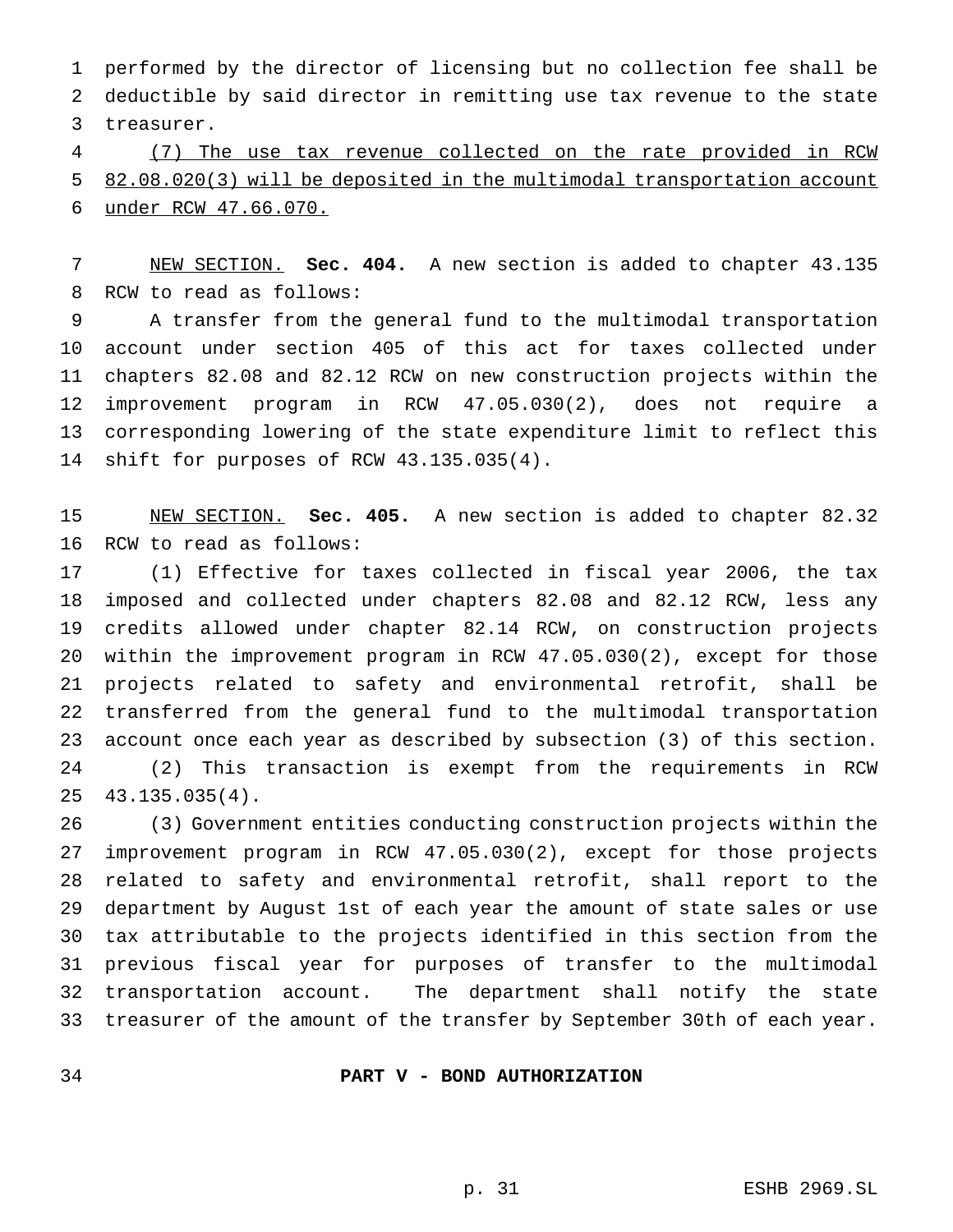performed by the director of licensing but no collection fee shall be deductible by said director in remitting use tax revenue to the state treasurer.

(7) The use tax revenue collected on the rate provided in RCW 82.08.020(3) will be deposited in the multimodal transportation account under RCW 47.66.070.

NEW SECTION. **Sec. 404.** A new section is added to chapter 43.135 RCW to read as follows:

A transfer from the general fund to the multimodal transportation account under section 405 of this act for taxes collected under chapters 82.08 and 82.12 RCW on new construction projects within the improvement program in RCW 47.05.030(2), does not require a corresponding lowering of the state expenditure limit to reflect this shift for purposes of RCW 43.135.035(4).

NEW SECTION. **Sec. 405.** A new section is added to chapter 82.32 RCW to read as follows:

(1) Effective for taxes collected in fiscal year 2006, the tax imposed and collected under chapters 82.08 and 82.12 RCW, less any credits allowed under chapter 82.14 RCW, on construction projects within the improvement program in RCW 47.05.030(2), except for those projects related to safety and environmental retrofit, shall be transferred from the general fund to the multimodal transportation account once each year as described by subsection (3) of this section.

(2) This transaction is exempt from the requirements in RCW 43.135.035(4).

(3) Government entities conducting construction projects within the improvement program in RCW 47.05.030(2), except for those projects related to safety and environmental retrofit, shall report to the department by August 1st of each year the amount of state sales or use tax attributable to the projects identified in this section from the previous fiscal year for purposes of transfer to the multimodal transportation account. The department shall notify the state treasurer of the amount of the transfer by September 30th of each year.

## PART V - BOND AUTHORIZATION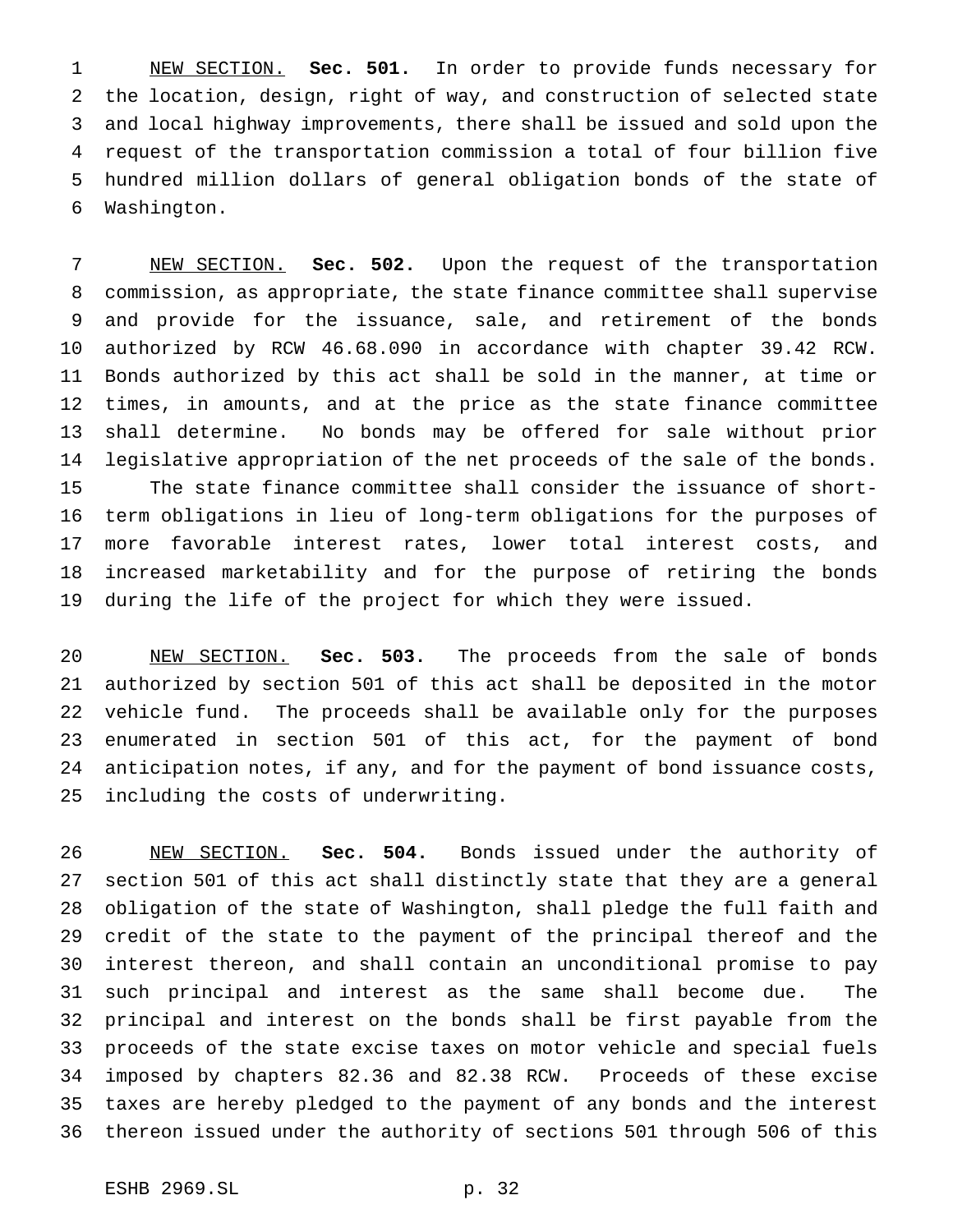NEW SECTION. **Sec. 501.** In order to provide funds necessary for the location, design, right of way, and construction of selected state and local highway improvements, there shall be issued and sold upon the request of the transportation commission a total of four billion five hundred million dollars of general obligation bonds of the state of Washington.

NEW SECTION. **Sec. 502.** Upon the request of the transportation commission, as appropriate, the state finance committee shall supervise and provide for the issuance, sale, and retirement of the bonds authorized by RCW 46.68.090 in accordance with chapter 39.42 RCW. Bonds authorized by this act shall be sold in the manner, at time or times, in amounts, and at the price as the state finance committee shall determine. No bonds may be offered for sale without prior legislative appropriation of the net proceeds of the sale of the bonds.

The state finance committee shall consider the issuance of short-term obligations in lieu of long-term obligations for the purposes of more favorable interest rates, lower total interest costs, and increased marketability and for the purpose of retiring the bonds during the life of the project for which they were issued.

NEW SECTION. **Sec. 503.** The proceeds from the sale of bonds authorized by section 501 of this act shall be deposited in the motor vehicle fund. The proceeds shall be available only for the purposes enumerated in section 501 of this act, for the payment of bond anticipation notes, if any, and for the payment of bond issuance costs, including the costs of underwriting.

NEW SECTION. **Sec. 504.** Bonds issued under the authority of section 501 of this act shall distinctly state that they are a general obligation of the state of Washington, shall pledge the full faith and credit of the state to the payment of the principal thereof and the interest thereon, and shall contain an unconditional promise to pay such principal and interest as the same shall become due. The principal and interest on the bonds shall be first payable from the proceeds of the state excise taxes on motor vehicle and special fuels imposed by chapters 82.36 and 82.38 RCW. Proceeds of these excise taxes are hereby pledged to the payment of any bonds and the interest thereon issued under the authority of sections 501 through 506 of this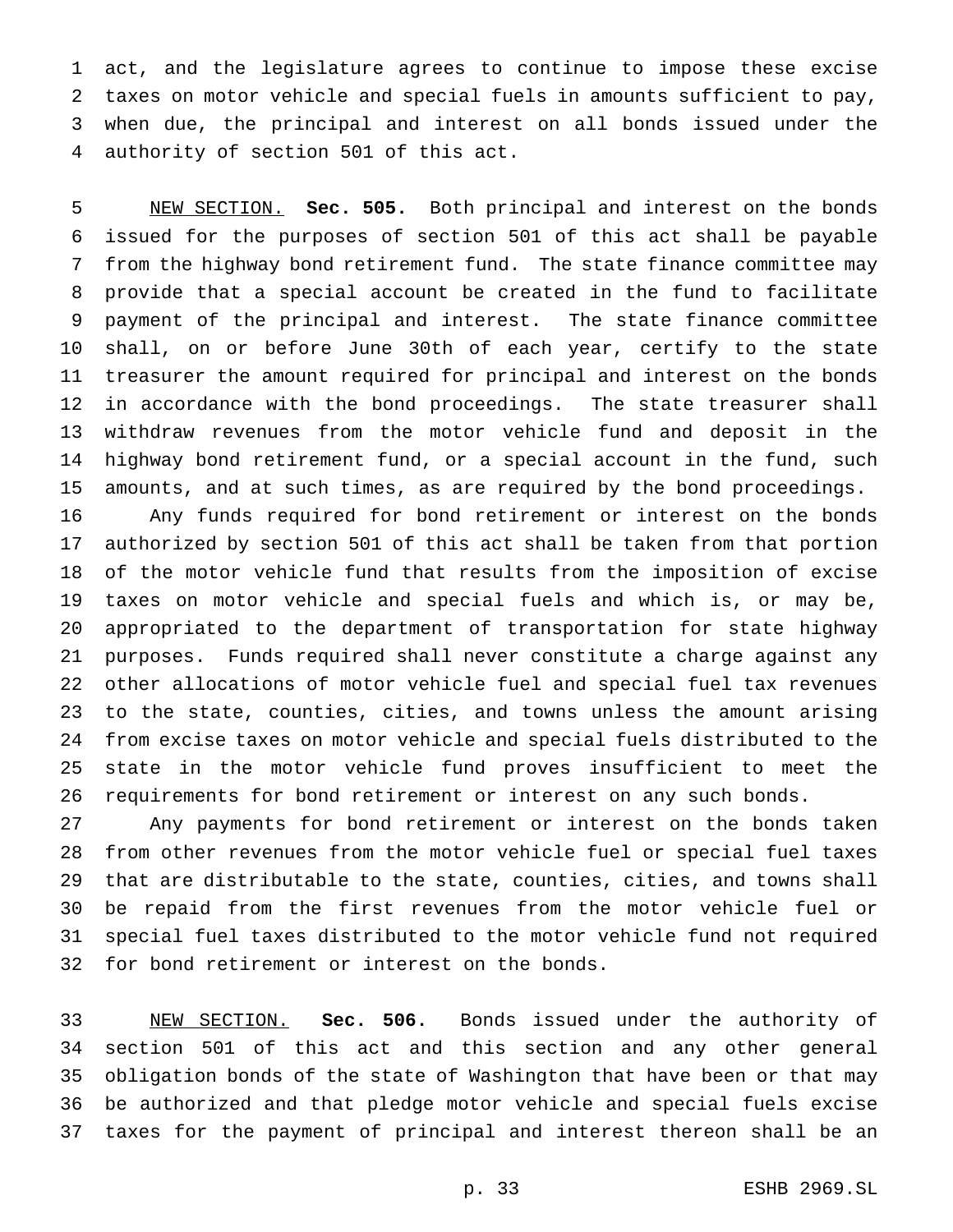act, and the legislature agrees to continue to impose these excise taxes on motor vehicle and special fuels in amounts sufficient to pay, when due, the principal and interest on all bonds issued under the authority of section 501 of this act.

NEW SECTION. **Sec. 505.** Both principal and interest on the bonds issued for the purposes of section 501 of this act shall be payable from the highway bond retirement fund. The state finance committee may provide that a special account be created in the fund to facilitate payment of the principal and interest. The state finance committee shall, on or before June 30th of each year, certify to the state treasurer the amount required for principal and interest on the bonds in accordance with the bond proceedings. The state treasurer shall withdraw revenues from the motor vehicle fund and deposit in the highway bond retirement fund, or a special account in the fund, such amounts, and at such times, as are required by the bond proceedings.

Any funds required for bond retirement or interest on the bonds authorized by section 501 of this act shall be taken from that portion of the motor vehicle fund that results from the imposition of excise taxes on motor vehicle and special fuels and which is, or may be, appropriated to the department of transportation for state highway purposes. Funds required shall never constitute a charge against any other allocations of motor vehicle fuel and special fuel tax revenues to the state, counties, cities, and towns unless the amount arising from excise taxes on motor vehicle and special fuels distributed to the state in the motor vehicle fund proves insufficient to meet the requirements for bond retirement or interest on any such bonds.

Any payments for bond retirement or interest on the bonds taken from other revenues from the motor vehicle fuel or special fuel taxes that are distributable to the state, counties, cities, and towns shall be repaid from the first revenues from the motor vehicle fuel or special fuel taxes distributed to the motor vehicle fund not required for bond retirement or interest on the bonds.

NEW SECTION. **Sec. 506.** Bonds issued under the authority of section 501 of this act and this section and any other general obligation bonds of the state of Washington that have been or that may be authorized and that pledge motor vehicle and special fuels excise taxes for the payment of principal and interest thereon shall be an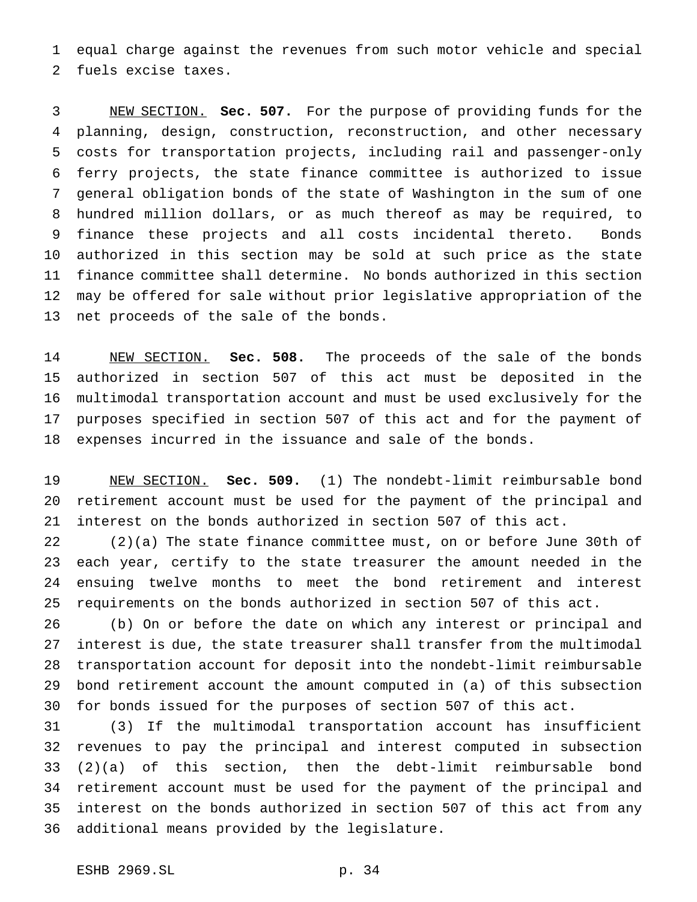equal charge against the revenues from such motor vehicle and special fuels excise taxes.

NEW SECTION. **Sec. 507.** For the purpose of providing funds for the planning, design, construction, reconstruction, and other necessary costs for transportation projects, including rail and passenger-only ferry projects, the state finance committee is authorized to issue general obligation bonds of the state of Washington in the sum of one hundred million dollars, or as much thereof as may be required, to finance these projects and all costs incidental thereto. Bonds authorized in this section may be sold at such price as the state finance committee shall determine. No bonds authorized in this section may be offered for sale without prior legislative appropriation of the net proceeds of the sale of the bonds.

NEW SECTION. **Sec. 508.** The proceeds of the sale of the bonds authorized in section 507 of this act must be deposited in the multimodal transportation account and must be used exclusively for the purposes specified in section 507 of this act and for the payment of expenses incurred in the issuance and sale of the bonds.

NEW SECTION. **Sec. 509.** (1) The nondebt-limit reimbursable bond retirement account must be used for the payment of the principal and interest on the bonds authorized in section 507 of this act.

(2)(a) The state finance committee must, on or before June 30th of each year, certify to the state treasurer the amount needed in the ensuing twelve months to meet the bond retirement and interest requirements on the bonds authorized in section 507 of this act.

(b) On or before the date on which any interest or principal and interest is due, the state treasurer shall transfer from the multimodal transportation account for deposit into the nondebt-limit reimbursable bond retirement account the amount computed in (a) of this subsection for bonds issued for the purposes of section 507 of this act.

(3) If the multimodal transportation account has insufficient revenues to pay the principal and interest computed in subsection (2)(a) of this section, then the debt-limit reimbursable bond retirement account must be used for the payment of the principal and interest on the bonds authorized in section 507 of this act from any additional means provided by the legislature.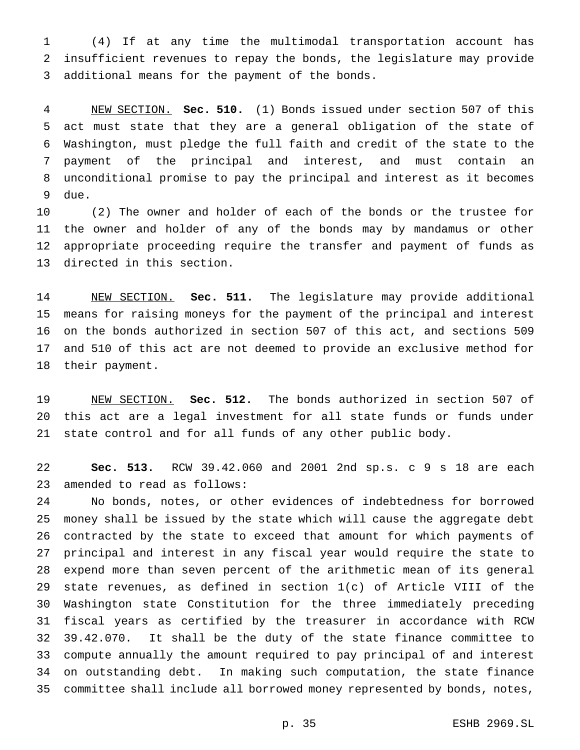(4) If at any time the multimodal transportation account has insufficient revenues to repay the bonds, the legislature may provide additional means for the payment of the bonds.

NEW SECTION. **Sec. 510.** (1) Bonds issued under section 507 of this act must state that they are a general obligation of the state of Washington, must pledge the full faith and credit of the state to the payment of the principal and interest, and must contain an unconditional promise to pay the principal and interest as it becomes due.

(2) The owner and holder of each of the bonds or the trustee for the owner and holder of any of the bonds may by mandamus or other appropriate proceeding require the transfer and payment of funds as directed in this section.

NEW SECTION. **Sec. 511.** The legislature may provide additional means for raising moneys for the payment of the principal and interest on the bonds authorized in section 507 of this act, and sections 509 and 510 of this act are not deemed to provide an exclusive method for their payment.

NEW SECTION. **Sec. 512.** The bonds authorized in section 507 of this act are a legal investment for all state funds or funds under state control and for all funds of any other public body.

**Sec. 513.** RCW 39.42.060 and 2001 2nd sp.s. c 9 s 18 are each amended to read as follows:

No bonds, notes, or other evidences of indebtedness for borrowed money shall be issued by the state which will cause the aggregate debt contracted by the state to exceed that amount for which payments of principal and interest in any fiscal year would require the state to expend more than seven percent of the arithmetic mean of its general state revenues, as defined in section 1(c) of Article VIII of the Washington state Constitution for the three immediately preceding fiscal years as certified by the treasurer in accordance with RCW 39.42.070. It shall be the duty of the state finance committee to compute annually the amount required to pay principal of and interest on outstanding debt. In making such computation, the state finance committee shall include all borrowed money represented by bonds, notes,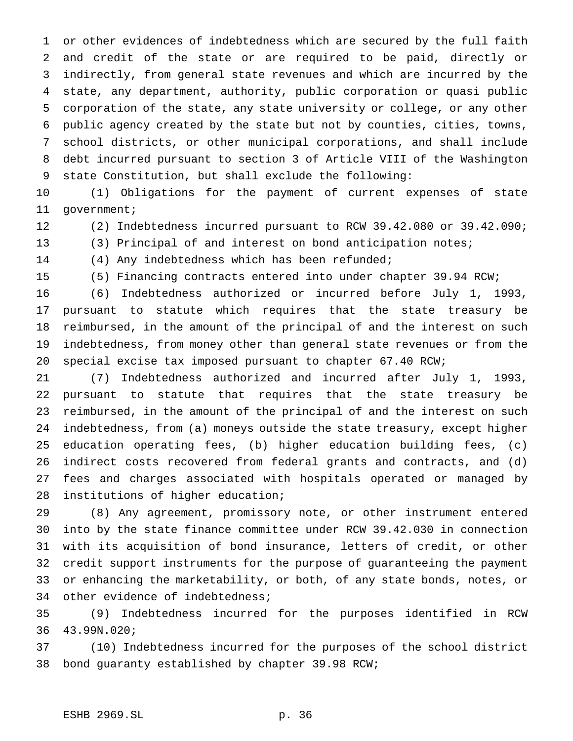or other evidences of indebtedness which are secured by the full faith and credit of the state or are required to be paid, directly or indirectly, from general state revenues and which are incurred by the state, any department, authority, public corporation or quasi public corporation of the state, any state university or college, or any other public agency created by the state but not by counties, cities, towns, school districts, or other municipal corporations, and shall include debt incurred pursuant to section 3 of Article VIII of the Washington state Constitution, but shall exclude the following:

(1) Obligations for the payment of current expenses of state government;

(2) Indebtedness incurred pursuant to RCW 39.42.080 or 39.42.090;

(3) Principal of and interest on bond anticipation notes;

(4) Any indebtedness which has been refunded;

(5) Financing contracts entered into under chapter 39.94 RCW;

(6) Indebtedness authorized or incurred before July 1, 1993, pursuant to statute which requires that the state treasury be reimbursed, in the amount of the principal of and the interest on such indebtedness, from money other than general state revenues or from the special excise tax imposed pursuant to chapter 67.40 RCW;

(7) Indebtedness authorized and incurred after July 1, 1993, pursuant to statute that requires that the state treasury be reimbursed, in the amount of the principal of and the interest on such indebtedness, from (a) moneys outside the state treasury, except higher education operating fees, (b) higher education building fees, (c) indirect costs recovered from federal grants and contracts, and (d) fees and charges associated with hospitals operated or managed by institutions of higher education;

(8) Any agreement, promissory note, or other instrument entered into by the state finance committee under RCW 39.42.030 in connection with its acquisition of bond insurance, letters of credit, or other credit support instruments for the purpose of guaranteeing the payment or enhancing the marketability, or both, of any state bonds, notes, or other evidence of indebtedness;

(9) Indebtedness incurred for the purposes identified in RCW 43.99N.020;

(10) Indebtedness incurred for the purposes of the school district bond guaranty established by chapter 39.98 RCW;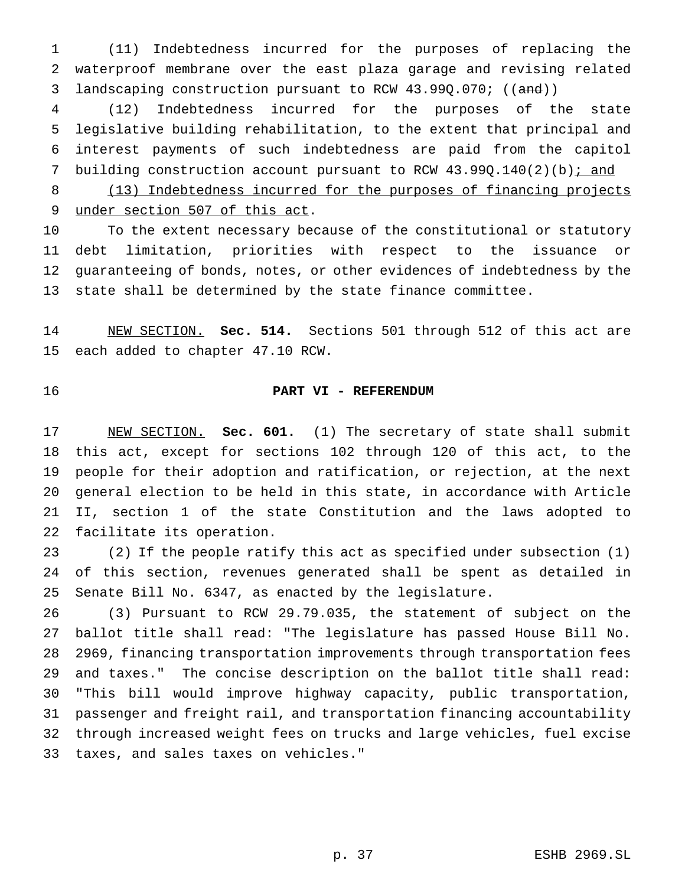(11) Indebtedness incurred for the purposes of replacing the waterproof membrane over the east plaza garage and revising related landscaping construction pursuant to RCW 43.99Q.070; ((~~and~~))

(12) Indebtedness incurred for the purposes of the state legislative building rehabilitation, to the extent that principal and interest payments of such indebtedness are paid from the capitol building construction account pursuant to RCW 43.99Q.140(2)(b)<u>; and</u>

<u>(13) Indebtedness incurred for the purposes of financing projects under section 507 of this act</u>.

To the extent necessary because of the constitutional or statutory debt limitation, priorities with respect to the issuance or guaranteeing of bonds, notes, or other evidences of indebtedness by the state shall be determined by the state finance committee.

<u>NEW SECTION.</u> **Sec. 514.** Sections 501 through 512 of this act are each added to chapter 47.10 RCW.

## PART VI - REFERENDUM

<u>NEW SECTION.</u> **Sec. 601.** (1) The secretary of state shall submit this act, except for sections 102 through 120 of this act, to the people for their adoption and ratification, or rejection, at the next general election to be held in this state, in accordance with Article II, section 1 of the state Constitution and the laws adopted to facilitate its operation.

(2) If the people ratify this act as specified under subsection (1) of this section, revenues generated shall be spent as detailed in Senate Bill No. 6347, as enacted by the legislature.

(3) Pursuant to RCW 29.79.035, the statement of subject on the ballot title shall read: "The legislature has passed House Bill No. 2969, financing transportation improvements through transportation fees and taxes." The concise description on the ballot title shall read: "This bill would improve highway capacity, public transportation, passenger and freight rail, and transportation financing accountability through increased weight fees on trucks and large vehicles, fuel excise taxes, and sales taxes on vehicles."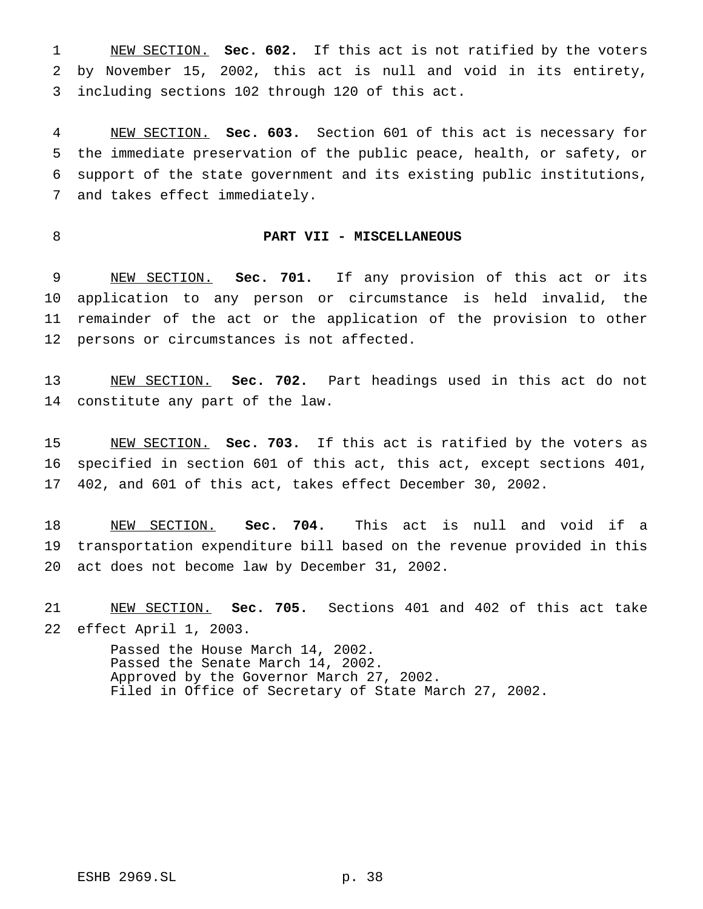<u>NEW SECTION.</u> **Sec. 602.** If this act is not ratified by the voters by November 15, 2002, this act is null and void in its entirety, including sections 102 through 120 of this act.

<u>NEW SECTION.</u> **Sec. 603.** Section 601 of this act is necessary for the immediate preservation of the public peace, health, or safety, or support of the state government and its existing public institutions, and takes effect immediately.

## PART VII - MISCELLANEOUS

<u>NEW SECTION.</u> **Sec. 701.** If any provision of this act or its application to any person or circumstance is held invalid, the remainder of the act or the application of the provision to other persons or circumstances is not affected.

<u>NEW SECTION.</u> **Sec. 702.** Part headings used in this act do not constitute any part of the law.

<u>NEW SECTION.</u> **Sec. 703.** If this act is ratified by the voters as specified in section 601 of this act, this act, except sections 401, 402, and 601 of this act, takes effect December 30, 2002.

<u>NEW SECTION.</u> **Sec. 704.** This act is null and void if a transportation expenditure bill based on the revenue provided in this act does not become law by December 31, 2002.

<u>NEW SECTION.</u> **Sec. 705.** Sections 401 and 402 of this act take effect April 1, 2003.

Passed the House March 14, 2002.
Passed the Senate March 14, 2002.
Approved by the Governor March 27, 2002.
Filed in Office of Secretary of State March 27, 2002.